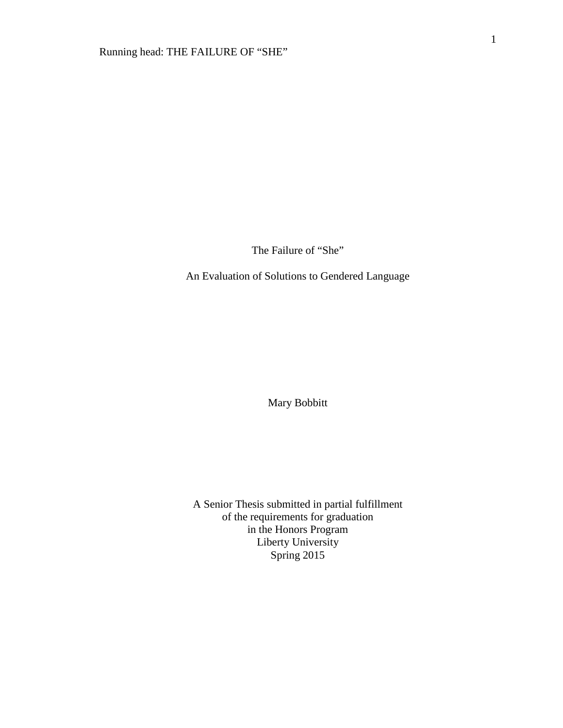# The Failure of "She"

## An Evaluation of Solutions to Gendered Language

Mary Bobbitt

A Senior Thesis submitted in partial fulfillment
of the requirements for graduation
in the Honors Program
Liberty University
Spring 2015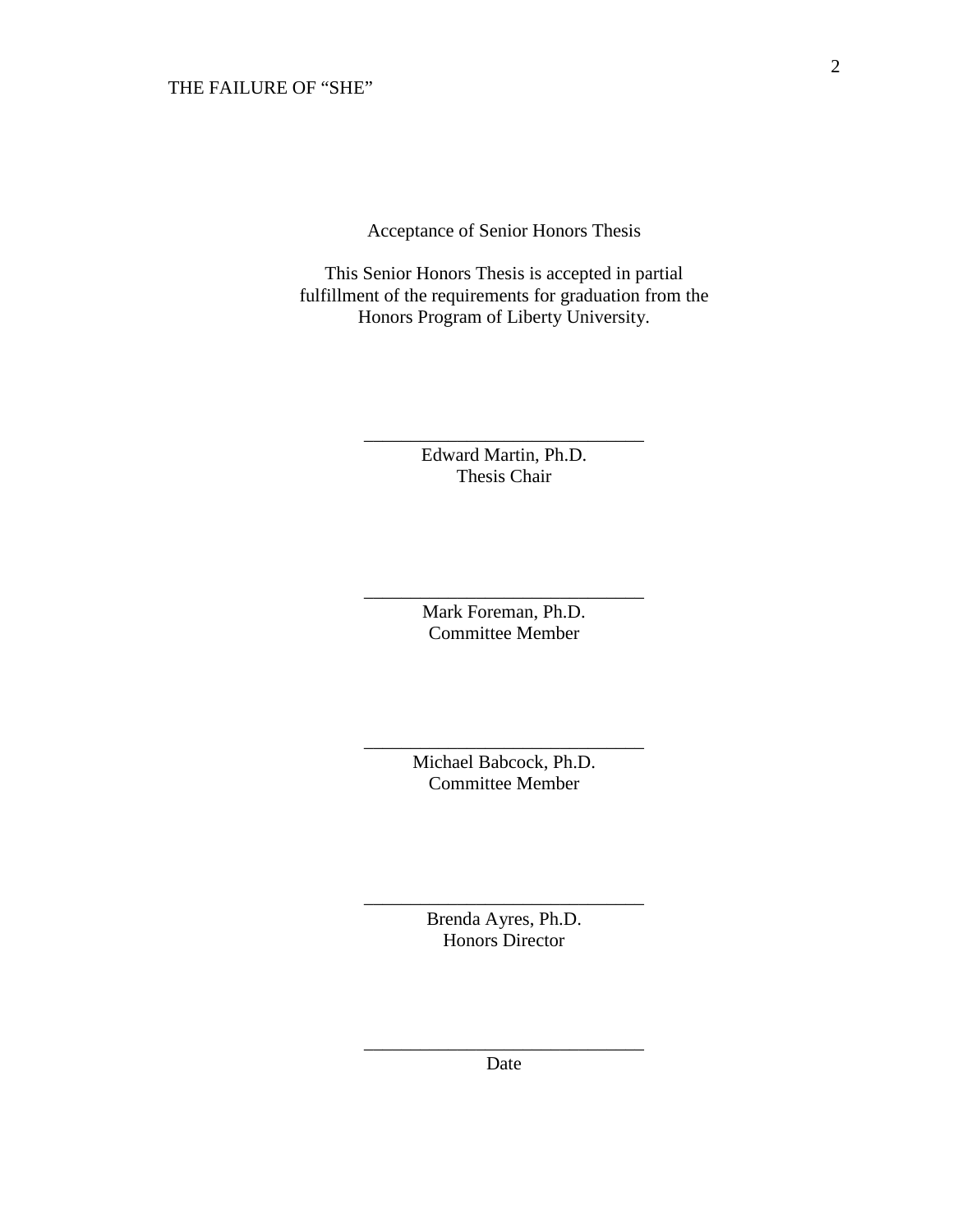Acceptance of Senior Honors Thesis

This Senior Honors Thesis is accepted in partial fulfillment of the requirements for graduation from the Honors Program of Liberty University.

______________________________
Edward Martin, Ph.D.
Thesis Chair

______________________________
Mark Foreman, Ph.D.
Committee Member

______________________________
Michael Babcock, Ph.D.
Committee Member

______________________________
Brenda Ayres, Ph.D.
Honors Director

______________________________
Date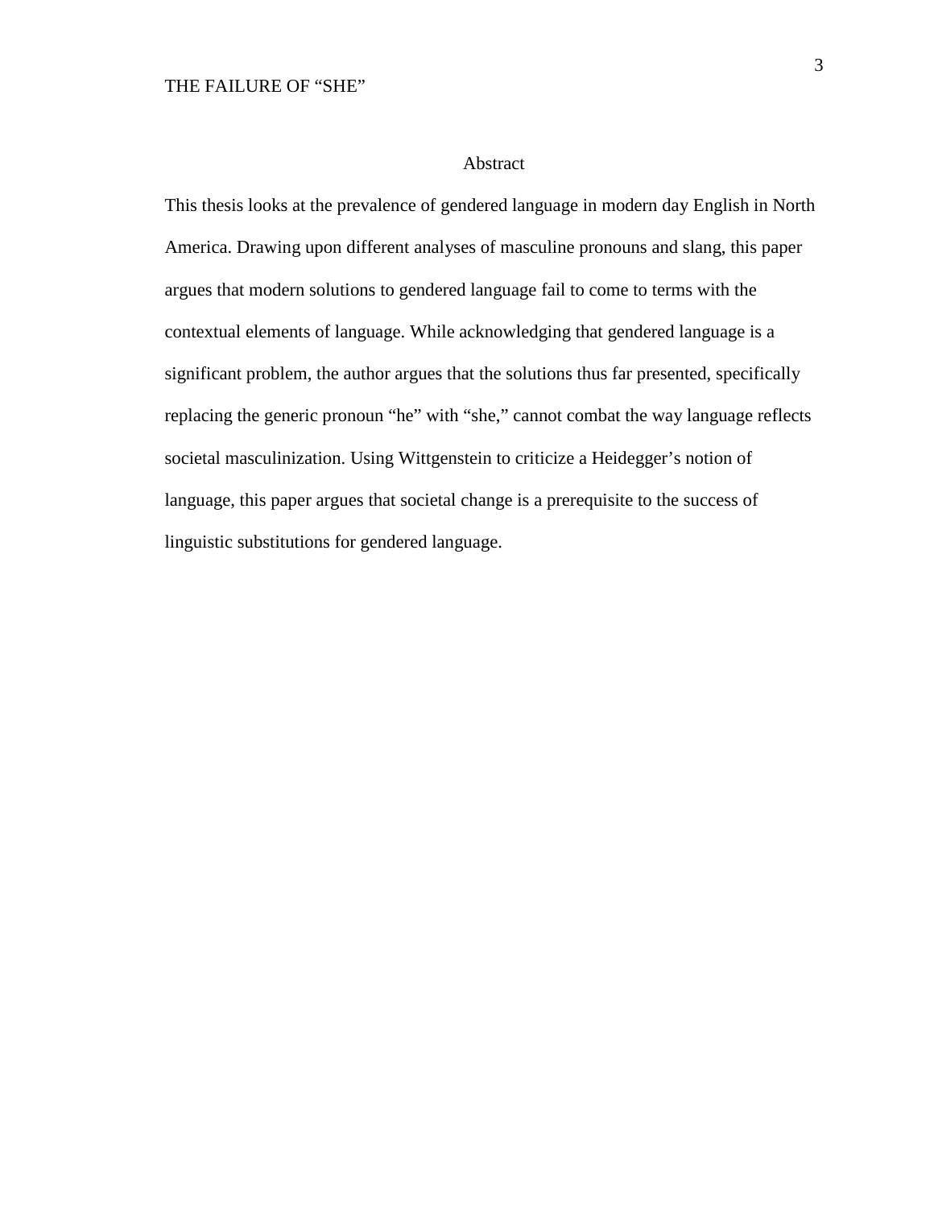# Abstract

This thesis looks at the prevalence of gendered language in modern day English in North America. Drawing upon different analyses of masculine pronouns and slang, this paper argues that modern solutions to gendered language fail to come to terms with the contextual elements of language. While acknowledging that gendered language is a significant problem, the author argues that the solutions thus far presented, specifically replacing the generic pronoun "he" with "she," cannot combat the way language reflects societal masculinization. Using Wittgenstein to criticize a Heidegger's notion of language, this paper argues that societal change is a prerequisite to the success of linguistic substitutions for gendered language.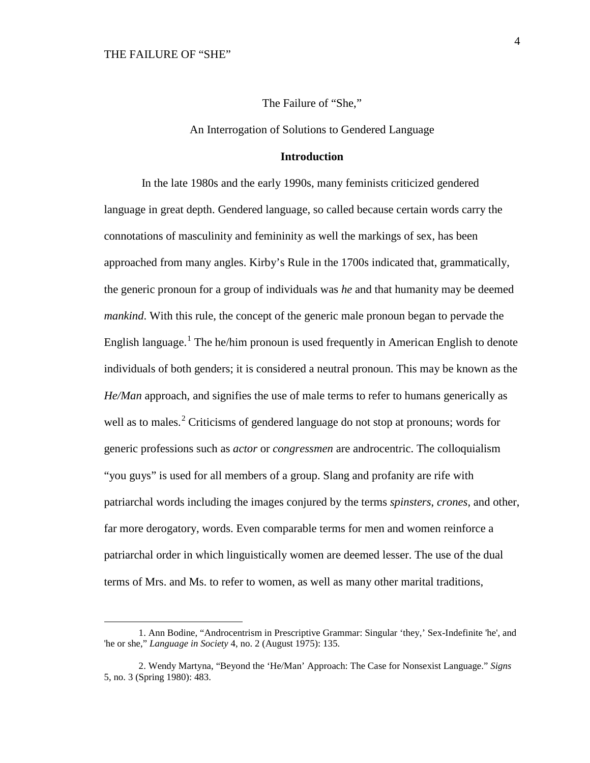The Failure of "She,"

An Interrogation of Solutions to Gendered Language

## Introduction

In the late 1980s and the early 1990s, many feminists criticized gendered language in great depth. Gendered language, so called because certain words carry the connotations of masculinity and femininity as well the markings of sex, has been approached from many angles. Kirby's Rule in the 1700s indicated that, grammatically, the generic pronoun for a group of individuals was *he* and that humanity may be deemed *mankind*. With this rule, the concept of the generic male pronoun began to pervade the English language.[1] The he/him pronoun is used frequently in American English to denote individuals of both genders; it is considered a neutral pronoun. This may be known as the *He/Man* approach, and signifies the use of male terms to refer to humans generically as well as to males.[2] Criticisms of gendered language do not stop at pronouns; words for generic professions such as *actor* or *congressmen* are androcentric. The colloquialism "you guys" is used for all members of a group. Slang and profanity are rife with patriarchal words including the images conjured by the terms *spinsters*, *crones*, and other, far more derogatory, words. Even comparable terms for men and women reinforce a patriarchal order in which linguistically women are deemed lesser. The use of the dual terms of Mrs. and Ms. to refer to women, as well as many other marital traditions,

---

1. Ann Bodine, "Androcentrism in Prescriptive Grammar: Singular 'they,' Sex-Indefinite 'he', and 'he or she," *Language in Society* 4, no. 2 (August 1975): 135.

2. Wendy Martyna, "Beyond the 'He/Man' Approach: The Case for Nonsexist Language." *Signs* 5, no. 3 (Spring 1980): 483.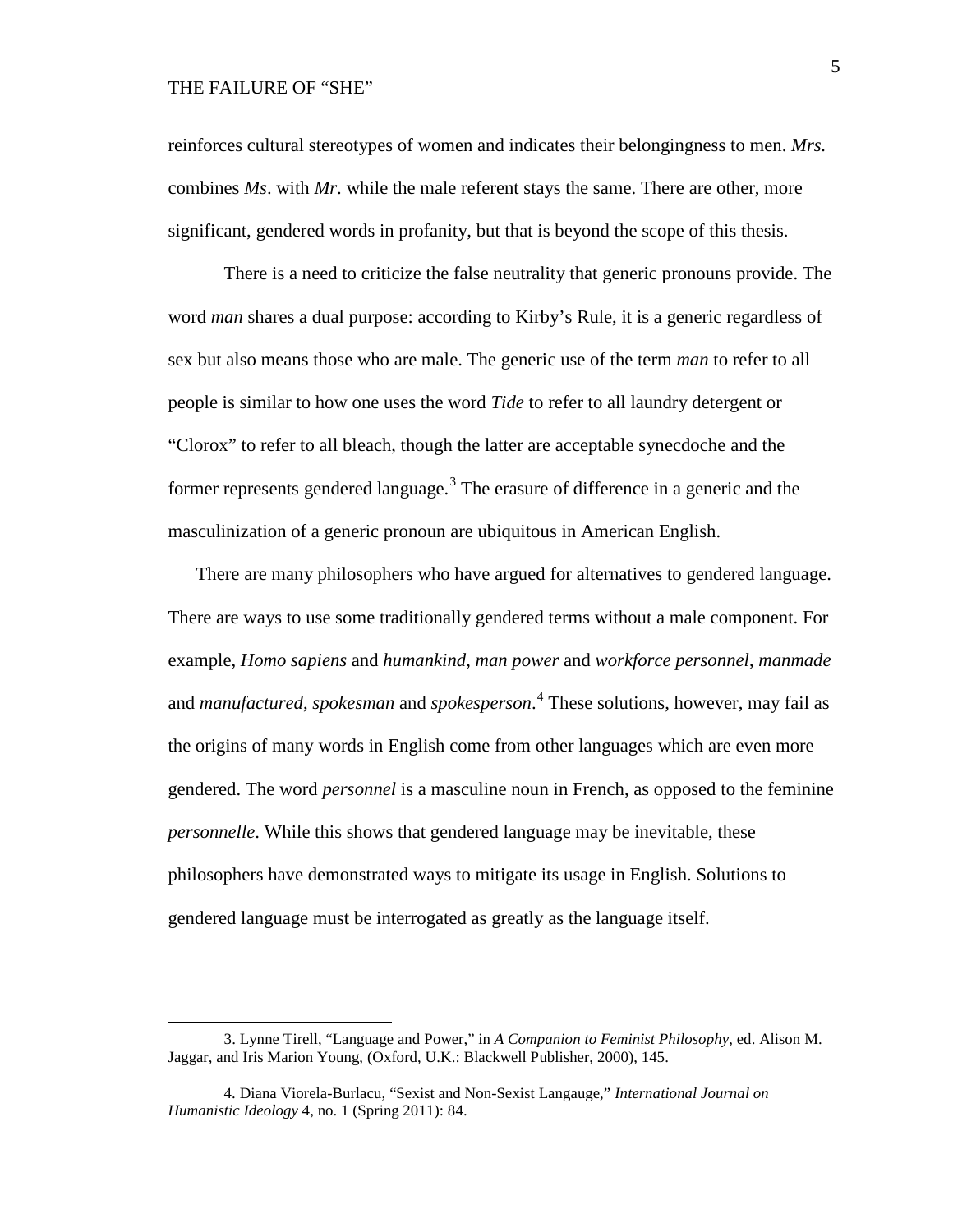reinforces cultural stereotypes of women and indicates their belongingness to men. *Mrs.* combines *Ms*. with *Mr.* while the male referent stays the same. There are other, more significant, gendered words in profanity, but that is beyond the scope of this thesis.

There is a need to criticize the false neutrality that generic pronouns provide. The word *man* shares a dual purpose: according to Kirby's Rule, it is a generic regardless of sex but also means those who are male. The generic use of the term *man* to refer to all people is similar to how one uses the word *Tide* to refer to all laundry detergent or "Clorox" to refer to all bleach, though the latter are acceptable synecdoche and the former represents gendered language.[3] The erasure of difference in a generic and the masculinization of a generic pronoun are ubiquitous in American English.

There are many philosophers who have argued for alternatives to gendered language. There are ways to use some traditionally gendered terms without a male component. For example, *Homo sapiens* and *humankind*, *man power* and *workforce personnel*, *manmade* and *manufactured*, *spokesman* and *spokesperson*.[4] These solutions, however, may fail as the origins of many words in English come from other languages which are even more gendered. The word *personnel* is a masculine noun in French, as opposed to the feminine *personnelle*. While this shows that gendered language may be inevitable, these philosophers have demonstrated ways to mitigate its usage in English. Solutions to gendered language must be interrogated as greatly as the language itself.

---

3. Lynne Tirell, "Language and Power," in *A Companion to Feminist Philosophy*, ed. Alison M. Jaggar, and Iris Marion Young, (Oxford, U.K.: Blackwell Publisher, 2000), 145.

4. Diana Viorela-Burlacu, "Sexist and Non-Sexist Langauge," *International Journal on Humanistic Ideology* 4, no. 1 (Spring 2011): 84.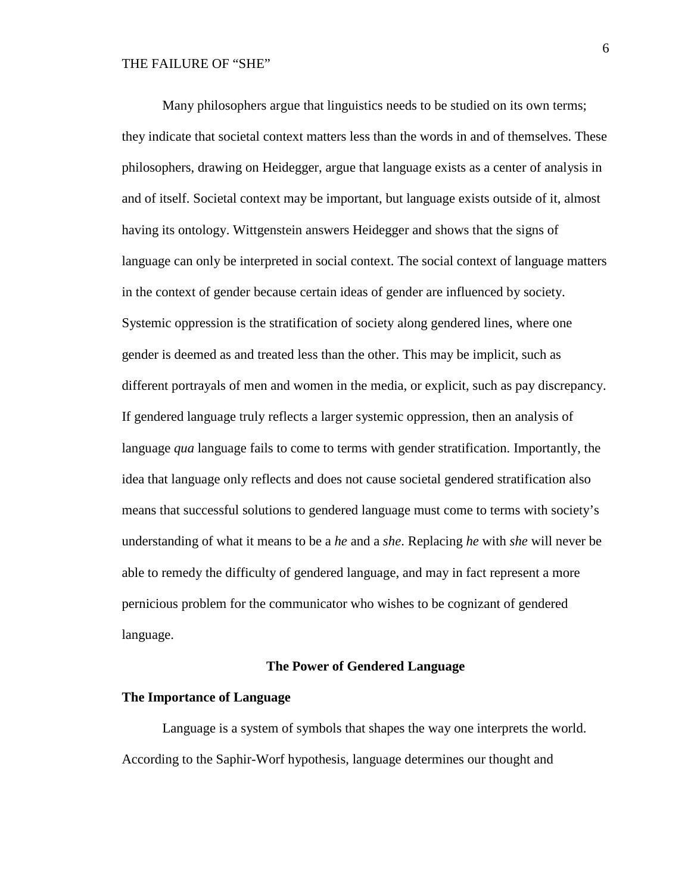Many philosophers argue that linguistics needs to be studied on its own terms; they indicate that societal context matters less than the words in and of themselves. These philosophers, drawing on Heidegger, argue that language exists as a center of analysis in and of itself. Societal context may be important, but language exists outside of it, almost having its ontology. Wittgenstein answers Heidegger and shows that the signs of language can only be interpreted in social context. The social context of language matters in the context of gender because certain ideas of gender are influenced by society. Systemic oppression is the stratification of society along gendered lines, where one gender is deemed as and treated less than the other. This may be implicit, such as different portrayals of men and women in the media, or explicit, such as pay discrepancy. If gendered language truly reflects a larger systemic oppression, then an analysis of language *qua* language fails to come to terms with gender stratification. Importantly, the idea that language only reflects and does not cause societal gendered stratification also means that successful solutions to gendered language must come to terms with society's understanding of what it means to be a *he* and a *she*. Replacing *he* with *she* will never be able to remedy the difficulty of gendered language, and may in fact represent a more pernicious problem for the communicator who wishes to be cognizant of gendered language.

## The Power of Gendered Language

### The Importance of Language

Language is a system of symbols that shapes the way one interprets the world. According to the Saphir-Worf hypothesis, language determines our thought and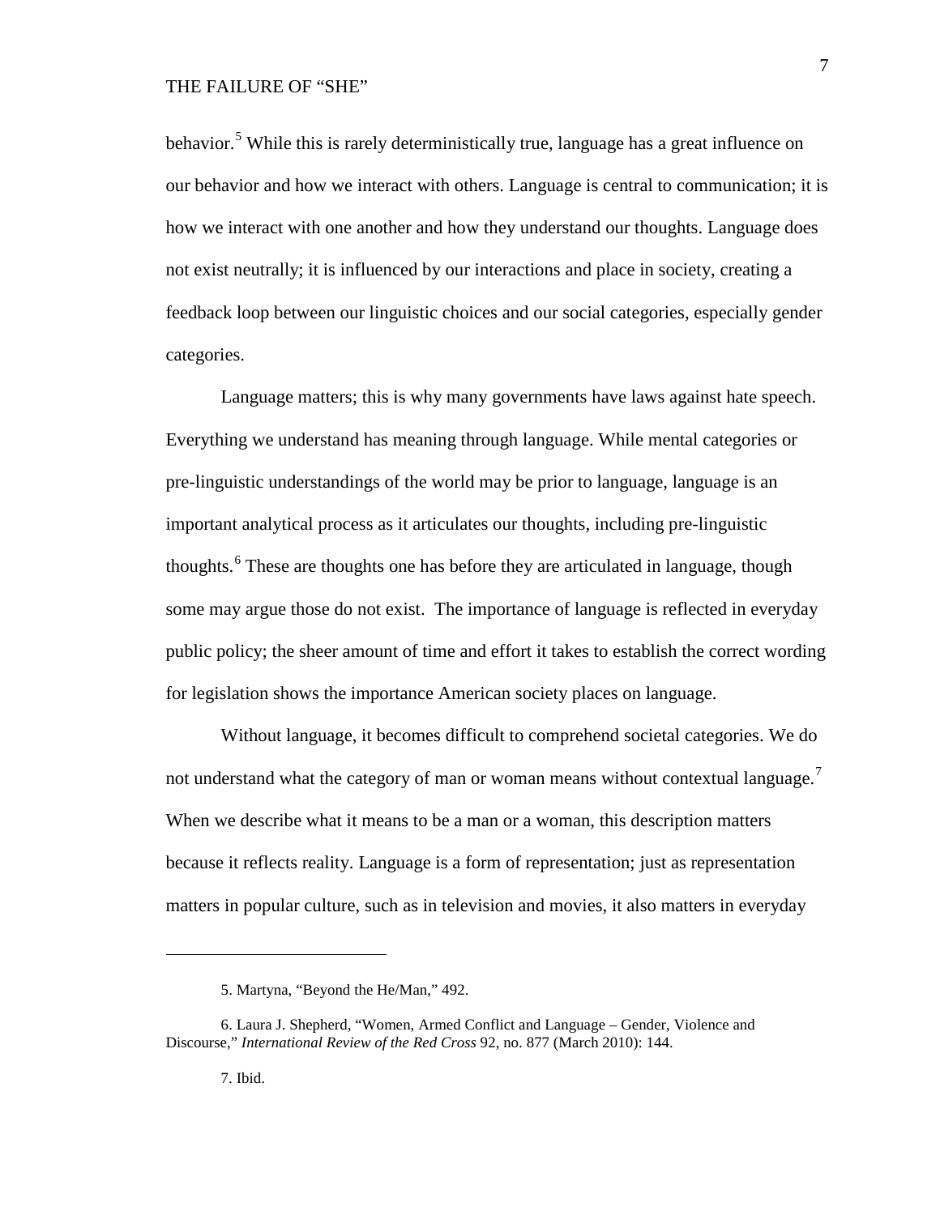behavior.[5] While this is rarely deterministically true, language has a great influence on our behavior and how we interact with others. Language is central to communication; it is how we interact with one another and how they understand our thoughts. Language does not exist neutrally; it is influenced by our interactions and place in society, creating a feedback loop between our linguistic choices and our social categories, especially gender categories.

Language matters; this is why many governments have laws against hate speech. Everything we understand has meaning through language. While mental categories or pre-linguistic understandings of the world may be prior to language, language is an important analytical process as it articulates our thoughts, including pre-linguistic thoughts.[6] These are thoughts one has before they are articulated in language, though some may argue those do not exist. The importance of language is reflected in everyday public policy; the sheer amount of time and effort it takes to establish the correct wording for legislation shows the importance American society places on language.

Without language, it becomes difficult to comprehend societal categories. We do not understand what the category of man or woman means without contextual language.[7] When we describe what it means to be a man or a woman, this description matters because it reflects reality. Language is a form of representation; just as representation matters in popular culture, such as in television and movies, it also matters in everyday

---

5. Martyna, "Beyond the He/Man," 492.

6. Laura J. Shepherd, "Women, Armed Conflict and Language – Gender, Violence and Discourse," *International Review of the Red Cross* 92, no. 877 (March 2010): 144.

7. Ibid.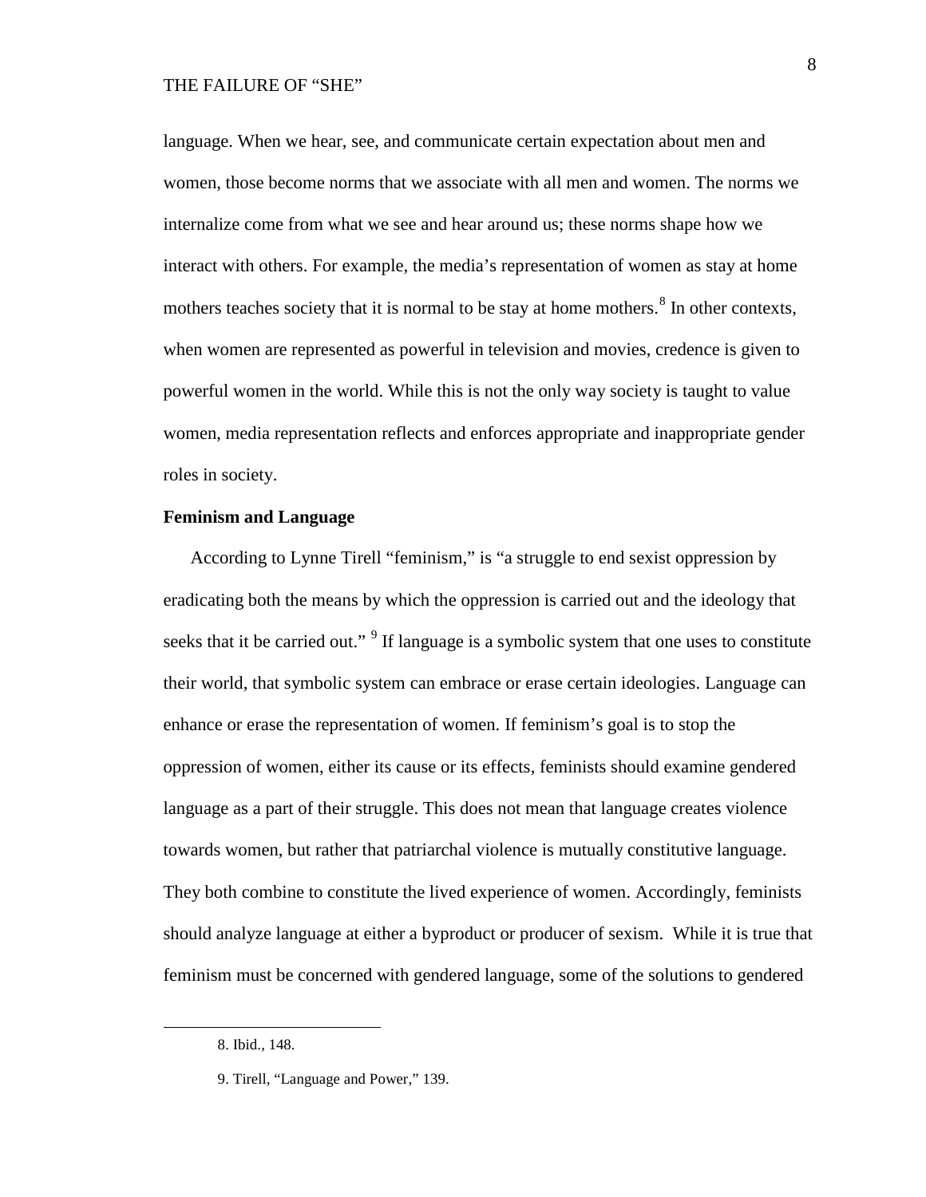language. When we hear, see, and communicate certain expectation about men and women, those become norms that we associate with all men and women. The norms we internalize come from what we see and hear around us; these norms shape how we interact with others. For example, the media's representation of women as stay at home mothers teaches society that it is normal to be stay at home mothers.[8] In other contexts, when women are represented as powerful in television and movies, credence is given to powerful women in the world. While this is not the only way society is taught to value women, media representation reflects and enforces appropriate and inappropriate gender roles in society.

**Feminism and Language**

According to Lynne Tirell "feminism," is "a struggle to end sexist oppression by eradicating both the means by which the oppression is carried out and the ideology that seeks that it be carried out." [9] If language is a symbolic system that one uses to constitute their world, that symbolic system can embrace or erase certain ideologies. Language can enhance or erase the representation of women. If feminism's goal is to stop the oppression of women, either its cause or its effects, feminists should examine gendered language as a part of their struggle. This does not mean that language creates violence towards women, but rather that patriarchal violence is mutually constitutive language. They both combine to constitute the lived experience of women. Accordingly, feminists should analyze language at either a byproduct or producer of sexism. While it is true that feminism must be concerned with gendered language, some of the solutions to gendered

---

8. Ibid., 148.

9. Tirell, "Language and Power," 139.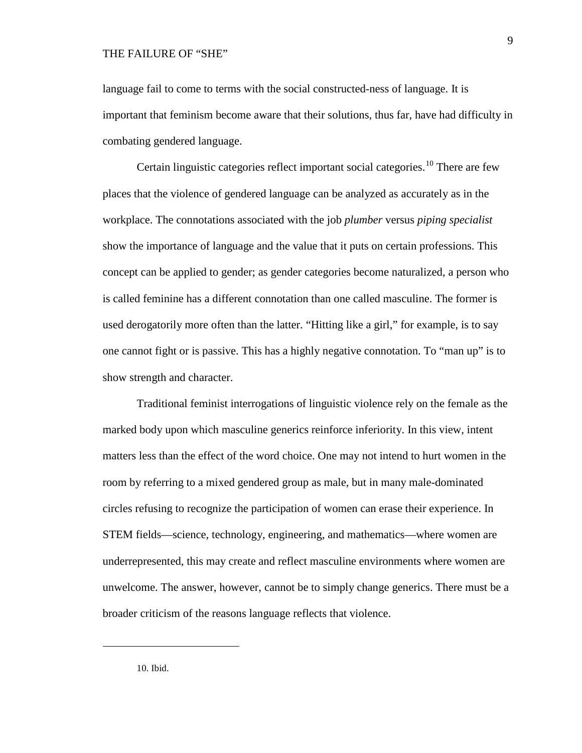language fail to come to terms with the social constructed-ness of language. It is important that feminism become aware that their solutions, thus far, have had difficulty in combating gendered language.

Certain linguistic categories reflect important social categories.[10] There are few places that the violence of gendered language can be analyzed as accurately as in the workplace. The connotations associated with the job *plumber* versus *piping specialist* show the importance of language and the value that it puts on certain professions. This concept can be applied to gender; as gender categories become naturalized, a person who is called feminine has a different connotation than one called masculine. The former is used derogatorily more often than the latter. "Hitting like a girl," for example, is to say one cannot fight or is passive. This has a highly negative connotation. To "man up" is to show strength and character.

Traditional feminist interrogations of linguistic violence rely on the female as the marked body upon which masculine generics reinforce inferiority. In this view, intent matters less than the effect of the word choice. One may not intend to hurt women in the room by referring to a mixed gendered group as male, but in many male-dominated circles refusing to recognize the participation of women can erase their experience. In STEM fields—science, technology, engineering, and mathematics—where women are underrepresented, this may create and reflect masculine environments where women are unwelcome. The answer, however, cannot be to simply change generics. There must be a broader criticism of the reasons language reflects that violence.

---

10. Ibid.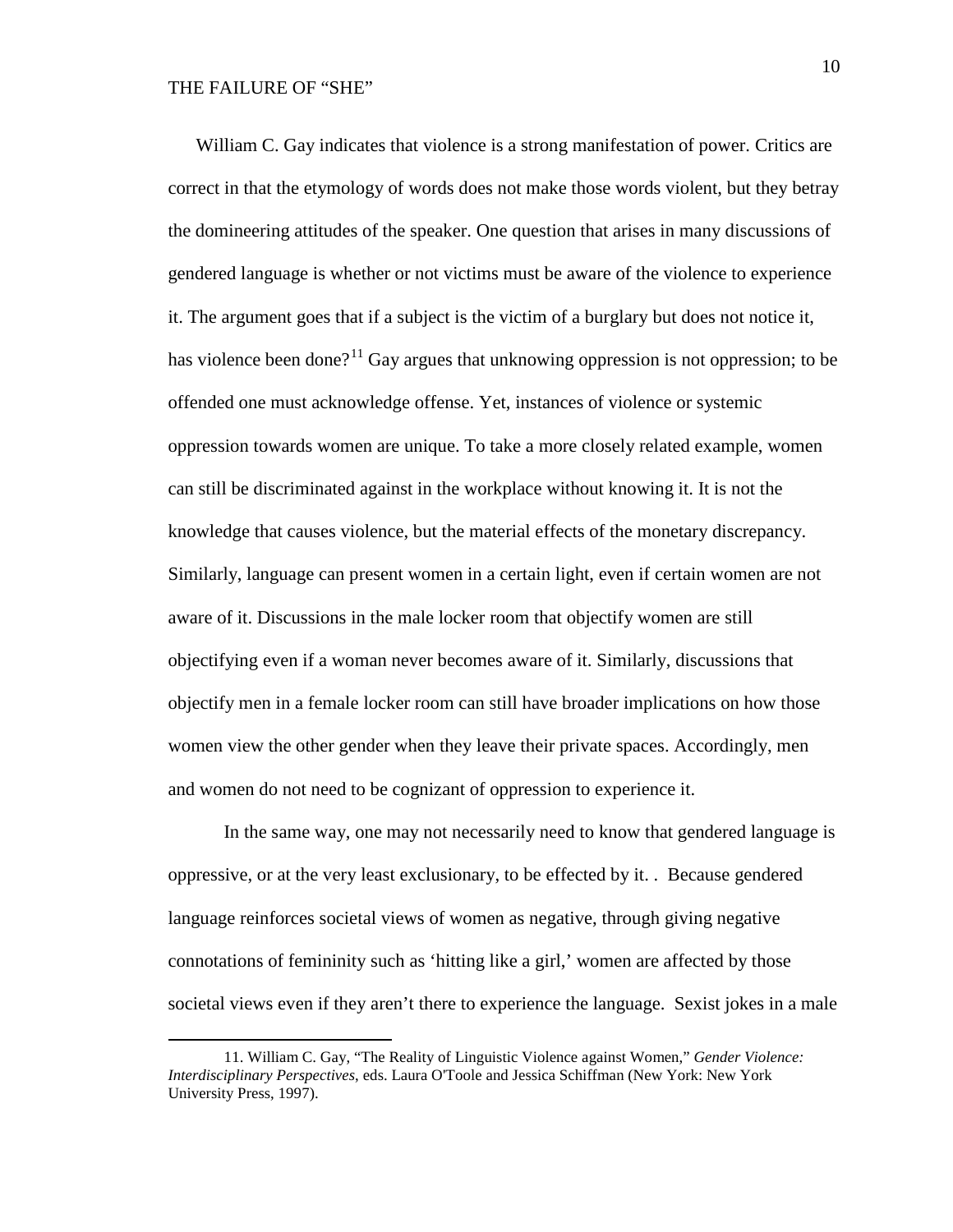William C. Gay indicates that violence is a strong manifestation of power. Critics are correct in that the etymology of words does not make those words violent, but they betray the domineering attitudes of the speaker. One question that arises in many discussions of gendered language is whether or not victims must be aware of the violence to experience it. The argument goes that if a subject is the victim of a burglary but does not notice it, has violence been done?[11] Gay argues that unknowing oppression is not oppression; to be offended one must acknowledge offense. Yet, instances of violence or systemic oppression towards women are unique. To take a more closely related example, women can still be discriminated against in the workplace without knowing it. It is not the knowledge that causes violence, but the material effects of the monetary discrepancy. Similarly, language can present women in a certain light, even if certain women are not aware of it. Discussions in the male locker room that objectify women are still objectifying even if a woman never becomes aware of it. Similarly, discussions that objectify men in a female locker room can still have broader implications on how those women view the other gender when they leave their private spaces. Accordingly, men and women do not need to be cognizant of oppression to experience it.

In the same way, one may not necessarily need to know that gendered language is oppressive, or at the very least exclusionary, to be effected by it. . Because gendered language reinforces societal views of women as negative, through giving negative connotations of femininity such as 'hitting like a girl,' women are affected by those societal views even if they aren't there to experience the language. Sexist jokes in a male

11. William C. Gay, "The Reality of Linguistic Violence against Women," *Gender Violence: Interdisciplinary Perspectives*, eds. Laura O'Toole and Jessica Schiffman (New York: New York University Press, 1997).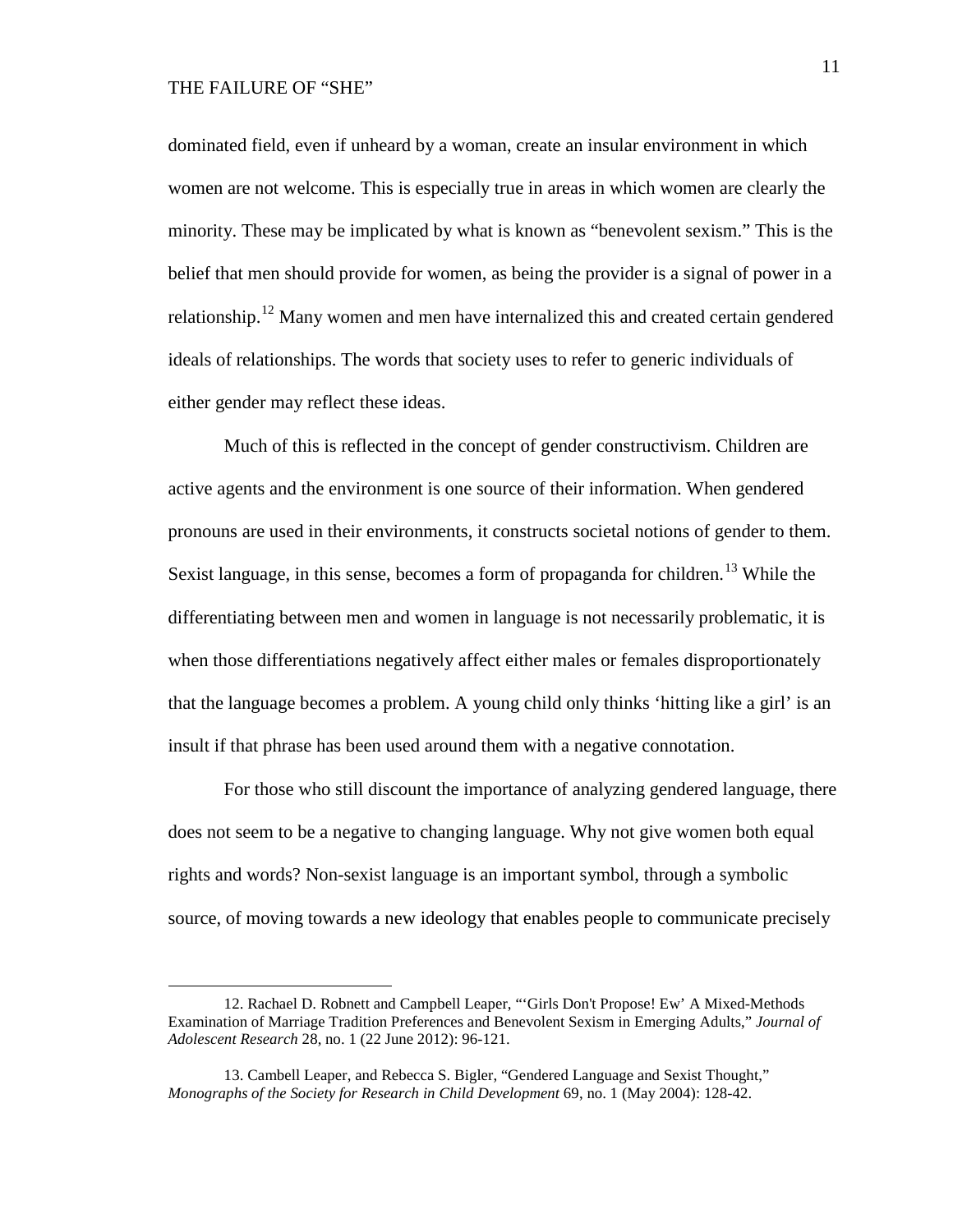dominated field, even if unheard by a woman, create an insular environment in which women are not welcome. This is especially true in areas in which women are clearly the minority. These may be implicated by what is known as "benevolent sexism." This is the belief that men should provide for women, as being the provider is a signal of power in a relationship.[12] Many women and men have internalized this and created certain gendered ideals of relationships. The words that society uses to refer to generic individuals of either gender may reflect these ideas.

Much of this is reflected in the concept of gender constructivism. Children are active agents and the environment is one source of their information. When gendered pronouns are used in their environments, it constructs societal notions of gender to them. Sexist language, in this sense, becomes a form of propaganda for children.[13] While the differentiating between men and women in language is not necessarily problematic, it is when those differentiations negatively affect either males or females disproportionately that the language becomes a problem. A young child only thinks 'hitting like a girl' is an insult if that phrase has been used around them with a negative connotation.

For those who still discount the importance of analyzing gendered language, there does not seem to be a negative to changing language. Why not give women both equal rights and words? Non-sexist language is an important symbol, through a symbolic source, of moving towards a new ideology that enables people to communicate precisely

---

12. Rachael D. Robnett and Campbell Leaper, "'Girls Don't Propose! Ew' A Mixed-Methods Examination of Marriage Tradition Preferences and Benevolent Sexism in Emerging Adults," *Journal of Adolescent Research* 28, no. 1 (22 June 2012): 96-121.

13. Cambell Leaper, and Rebecca S. Bigler, "Gendered Language and Sexist Thought," *Monographs of the Society for Research in Child Development* 69, no. 1 (May 2004): 128-42.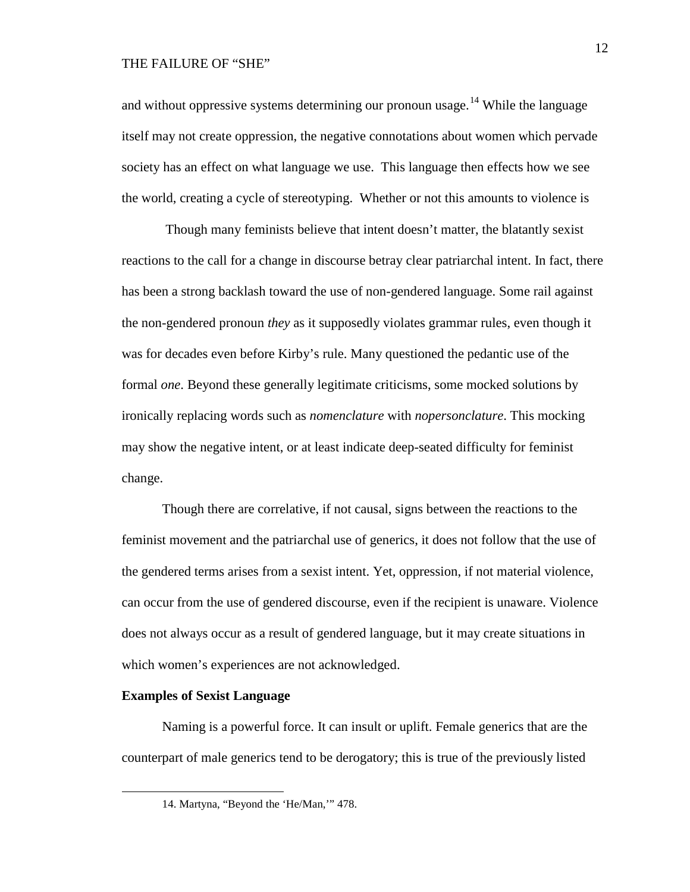and without oppressive systems determining our pronoun usage.[14] While the language itself may not create oppression, the negative connotations about women which pervade society has an effect on what language we use. This language then effects how we see the world, creating a cycle of stereotyping. Whether or not this amounts to violence is

Though many feminists believe that intent doesn't matter, the blatantly sexist reactions to the call for a change in discourse betray clear patriarchal intent. In fact, there has been a strong backlash toward the use of non-gendered language. Some rail against the non-gendered pronoun *they* as it supposedly violates grammar rules, even though it was for decades even before Kirby's rule. Many questioned the pedantic use of the formal *one*. Beyond these generally legitimate criticisms, some mocked solutions by ironically replacing words such as *nomenclature* with *nopersonclature*. This mocking may show the negative intent, or at least indicate deep-seated difficulty for feminist change.

Though there are correlative, if not causal, signs between the reactions to the feminist movement and the patriarchal use of generics, it does not follow that the use of the gendered terms arises from a sexist intent. Yet, oppression, if not material violence, can occur from the use of gendered discourse, even if the recipient is unaware. Violence does not always occur as a result of gendered language, but it may create situations in which women's experiences are not acknowledged.

**Examples of Sexist Language**

Naming is a powerful force. It can insult or uplift. Female generics that are the counterpart of male generics tend to be derogatory; this is true of the previously listed

---

14. Martyna, "Beyond the 'He/Man,'" 478.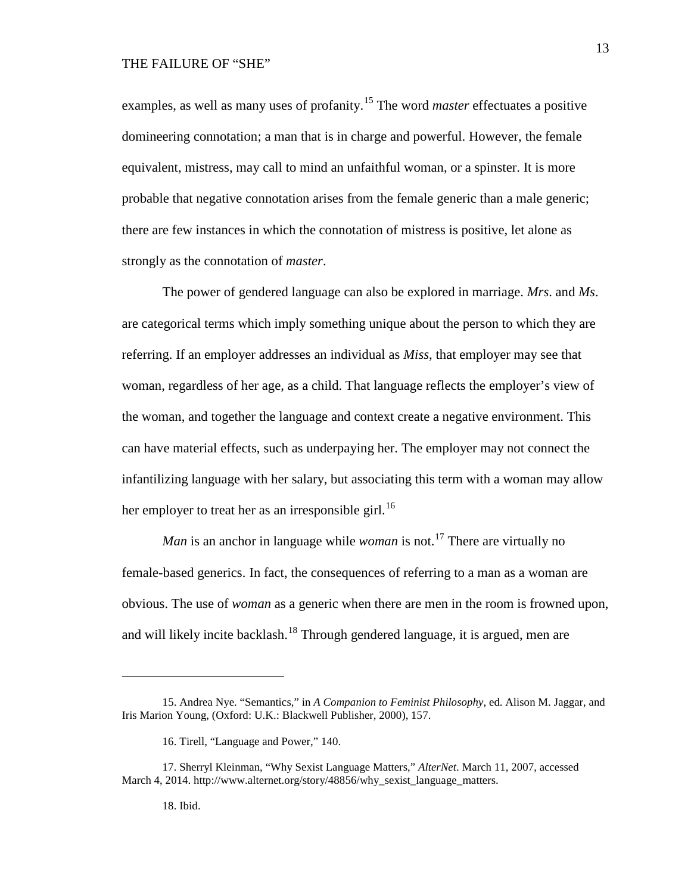examples, as well as many uses of profanity.[15] The word *master* effectuates a positive domineering connotation; a man that is in charge and powerful. However, the female equivalent, mistress, may call to mind an unfaithful woman, or a spinster. It is more probable that negative connotation arises from the female generic than a male generic; there are few instances in which the connotation of mistress is positive, let alone as strongly as the connotation of *master*.

The power of gendered language can also be explored in marriage. *Mrs*. and *Ms*. are categorical terms which imply something unique about the person to which they are referring. If an employer addresses an individual as *Miss*, that employer may see that woman, regardless of her age, as a child. That language reflects the employer's view of the woman, and together the language and context create a negative environment. This can have material effects, such as underpaying her. The employer may not connect the infantilizing language with her salary, but associating this term with a woman may allow her employer to treat her as an irresponsible girl.[16]

*Man* is an anchor in language while *woman* is not.[17] There are virtually no female-based generics. In fact, the consequences of referring to a man as a woman are obvious. The use of *woman* as a generic when there are men in the room is frowned upon, and will likely incite backlash.[18] Through gendered language, it is argued, men are

---

15. Andrea Nye. "Semantics," in *A Companion to Feminist Philosophy*, ed. Alison M. Jaggar, and Iris Marion Young, (Oxford: U.K.: Blackwell Publisher, 2000), 157.

16. Tirell, "Language and Power," 140.

17. Sherryl Kleinman, "Why Sexist Language Matters," *AlterNet*. March 11, 2007, accessed March 4, 2014. http://www.alternet.org/story/48856/why_sexist_language_matters.

18. Ibid.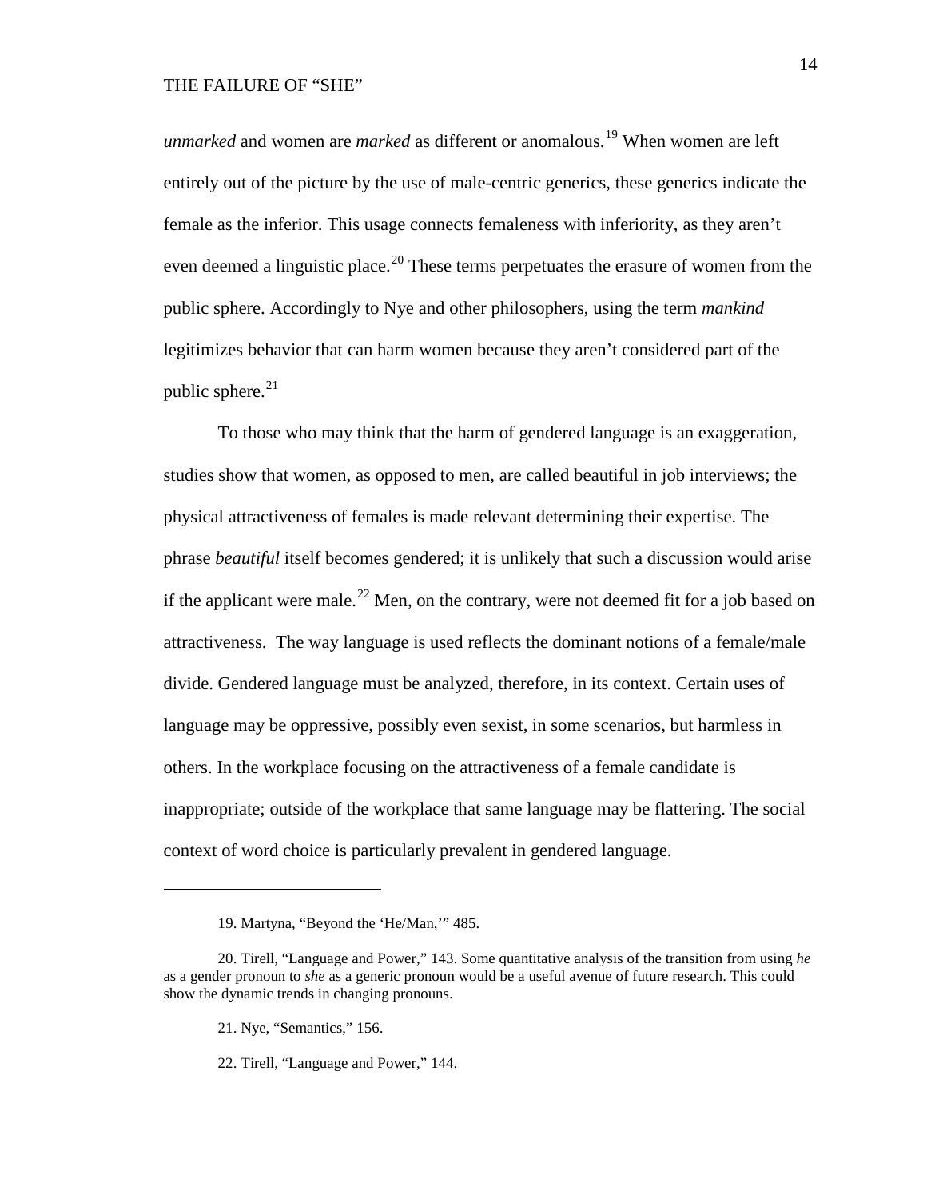*unmarked* and women are *marked* as different or anomalous.[19] When women are left entirely out of the picture by the use of male-centric generics, these generics indicate the female as the inferior. This usage connects femaleness with inferiority, as they aren't even deemed a linguistic place.[20] These terms perpetuates the erasure of women from the public sphere. Accordingly to Nye and other philosophers, using the term *mankind* legitimizes behavior that can harm women because they aren't considered part of the public sphere.[21]

To those who may think that the harm of gendered language is an exaggeration, studies show that women, as opposed to men, are called beautiful in job interviews; the physical attractiveness of females is made relevant determining their expertise. The phrase *beautiful* itself becomes gendered; it is unlikely that such a discussion would arise if the applicant were male.[22] Men, on the contrary, were not deemed fit for a job based on attractiveness. The way language is used reflects the dominant notions of a female/male divide. Gendered language must be analyzed, therefore, in its context. Certain uses of language may be oppressive, possibly even sexist, in some scenarios, but harmless in others. In the workplace focusing on the attractiveness of a female candidate is inappropriate; outside of the workplace that same language may be flattering. The social context of word choice is particularly prevalent in gendered language.

---

19. Martyna, "Beyond the 'He/Man,'" 485.

20. Tirell, "Language and Power," 143. Some quantitative analysis of the transition from using *he* as a gender pronoun to *she* as a generic pronoun would be a useful avenue of future research. This could show the dynamic trends in changing pronouns.

21. Nye, "Semantics," 156.

22. Tirell, "Language and Power," 144.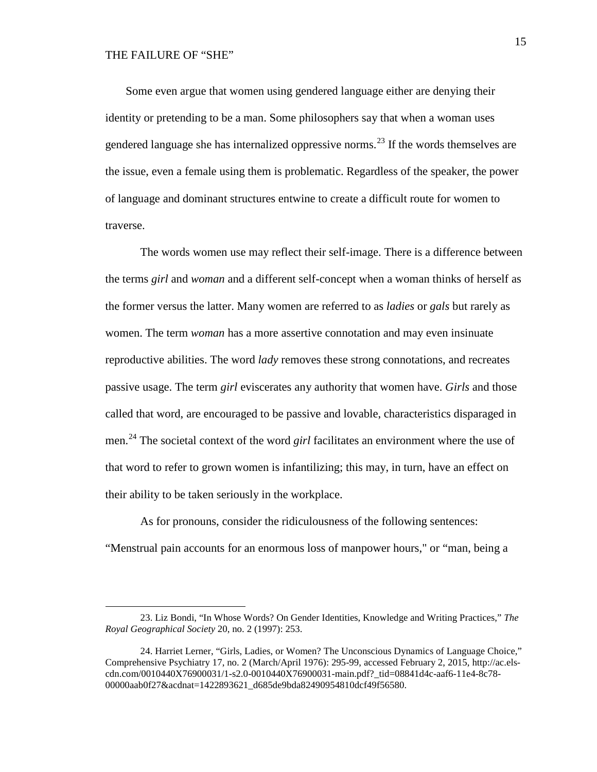Some even argue that women using gendered language either are denying their identity or pretending to be a man. Some philosophers say that when a woman uses gendered language she has internalized oppressive norms.[23] If the words themselves are the issue, even a female using them is problematic. Regardless of the speaker, the power of language and dominant structures entwine to create a difficult route for women to traverse.

The words women use may reflect their self-image. There is a difference between the terms *girl* and *woman* and a different self-concept when a woman thinks of herself as the former versus the latter. Many women are referred to as *ladies* or *gals* but rarely as women. The term *woman* has a more assertive connotation and may even insinuate reproductive abilities. The word *lady* removes these strong connotations, and recreates passive usage. The term *girl* eviscerates any authority that women have. *Girls* and those called that word, are encouraged to be passive and lovable, characteristics disparaged in men.[24] The societal context of the word *girl* facilitates an environment where the use of that word to refer to grown women is infantilizing; this may, in turn, have an effect on their ability to be taken seriously in the workplace.

As for pronouns, consider the ridiculousness of the following sentences: "Menstrual pain accounts for an enormous loss of manpower hours," or "man, being a

---

23. Liz Bondi, "In Whose Words? On Gender Identities, Knowledge and Writing Practices," *The Royal Geographical Society* 20, no. 2 (1997): 253.

24. Harriet Lerner, "Girls, Ladies, or Women? The Unconscious Dynamics of Language Choice," Comprehensive Psychiatry 17, no. 2 (March/April 1976): 295-99, accessed February 2, 2015, http://ac.els-cdn.com/0010440X76900031/1-s2.0-0010440X76900031-main.pdf?_tid=08841d4c-aaf6-11e4-8c78-00000aab0f27&acdnat=1422893621_d685de9bda82490954810dcf49f56580.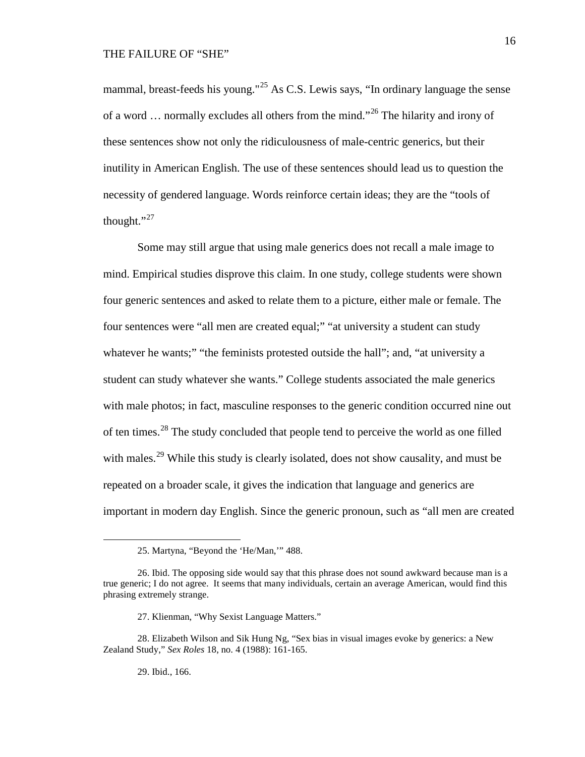mammal, breast-feeds his young."[25] As C.S. Lewis says, "In ordinary language the sense of a word … normally excludes all others from the mind."[26] The hilarity and irony of these sentences show not only the ridiculousness of male-centric generics, but their inutility in American English. The use of these sentences should lead us to question the necessity of gendered language. Words reinforce certain ideas; they are the "tools of thought."[27]

Some may still argue that using male generics does not recall a male image to mind. Empirical studies disprove this claim. In one study, college students were shown four generic sentences and asked to relate them to a picture, either male or female. The four sentences were "all men are created equal;" "at university a student can study whatever he wants;" "the feminists protested outside the hall"; and, "at university a student can study whatever she wants." College students associated the male generics with male photos; in fact, masculine responses to the generic condition occurred nine out of ten times.[28] The study concluded that people tend to perceive the world as one filled with males.[29] While this study is clearly isolated, does not show causality, and must be repeated on a broader scale, it gives the indication that language and generics are important in modern day English. Since the generic pronoun, such as "all men are created

---

25. Martyna, "Beyond the 'He/Man,'" 488.

26. Ibid. The opposing side would say that this phrase does not sound awkward because man is a true generic; I do not agree. It seems that many individuals, certain an average American, would find this phrasing extremely strange.

27. Klienman, "Why Sexist Language Matters."

28. Elizabeth Wilson and Sik Hung Ng, "Sex bias in visual images evoke by generics: a New Zealand Study," *Sex Roles* 18, no. 4 (1988): 161-165.

29. Ibid., 166.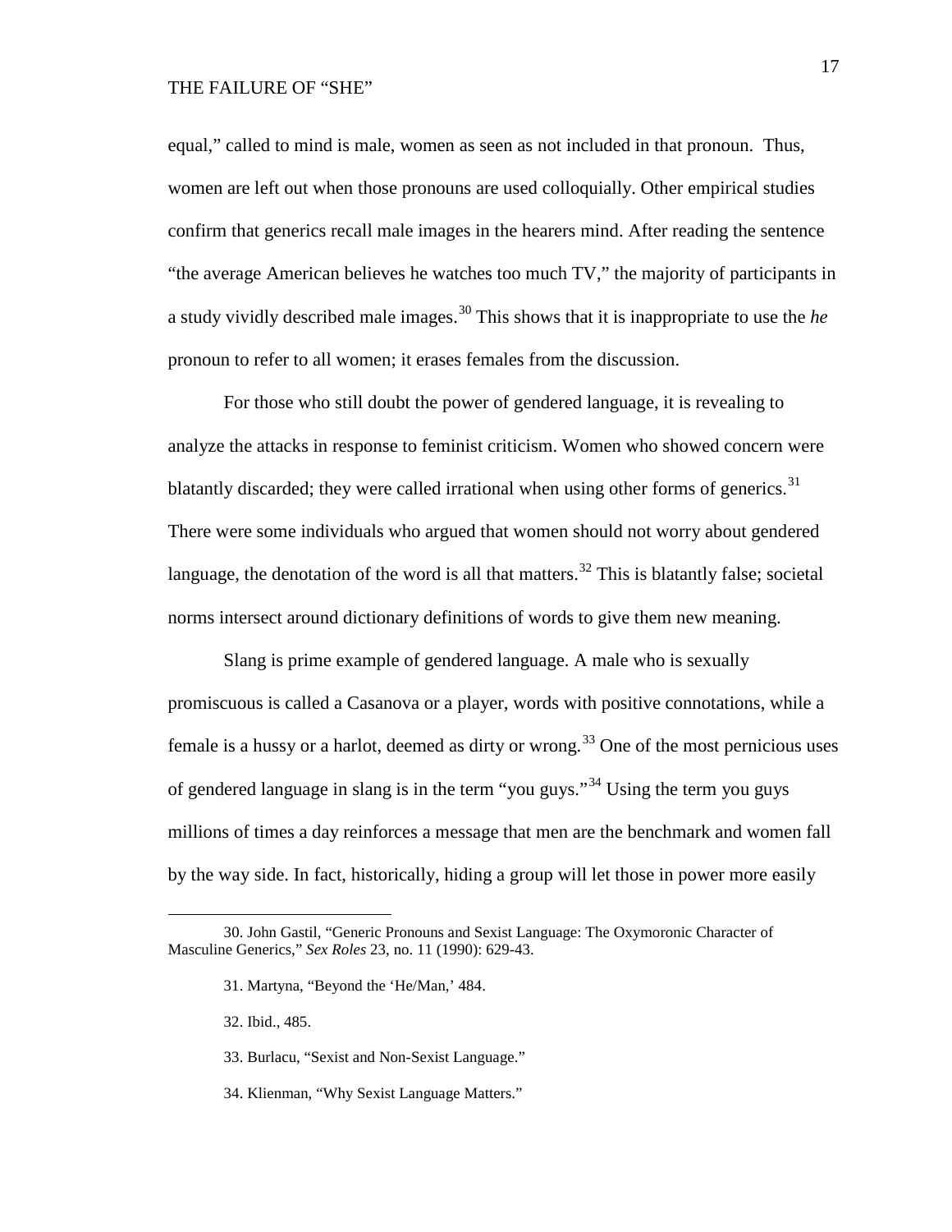equal," called to mind is male, women as seen as not included in that pronoun. Thus, women are left out when those pronouns are used colloquially. Other empirical studies confirm that generics recall male images in the hearers mind. After reading the sentence "the average American believes he watches too much TV," the majority of participants in a study vividly described male images.[30] This shows that it is inappropriate to use the *he* pronoun to refer to all women; it erases females from the discussion.

For those who still doubt the power of gendered language, it is revealing to analyze the attacks in response to feminist criticism. Women who showed concern were blatantly discarded; they were called irrational when using other forms of generics.[31] There were some individuals who argued that women should not worry about gendered language, the denotation of the word is all that matters.[32] This is blatantly false; societal norms intersect around dictionary definitions of words to give them new meaning.

Slang is prime example of gendered language. A male who is sexually promiscuous is called a Casanova or a player, words with positive connotations, while a female is a hussy or a harlot, deemed as dirty or wrong.[33] One of the most pernicious uses of gendered language in slang is in the term "you guys."[34] Using the term you guys millions of times a day reinforces a message that men are the benchmark and women fall by the way side. In fact, historically, hiding a group will let those in power more easily

---

30. John Gastil, "Generic Pronouns and Sexist Language: The Oxymoronic Character of Masculine Generics," *Sex Roles* 23, no. 11 (1990): 629-43.

31. Martyna, "Beyond the 'He/Man,' 484.

32. Ibid., 485.

33. Burlacu, "Sexist and Non-Sexist Language."

34. Klienman, "Why Sexist Language Matters."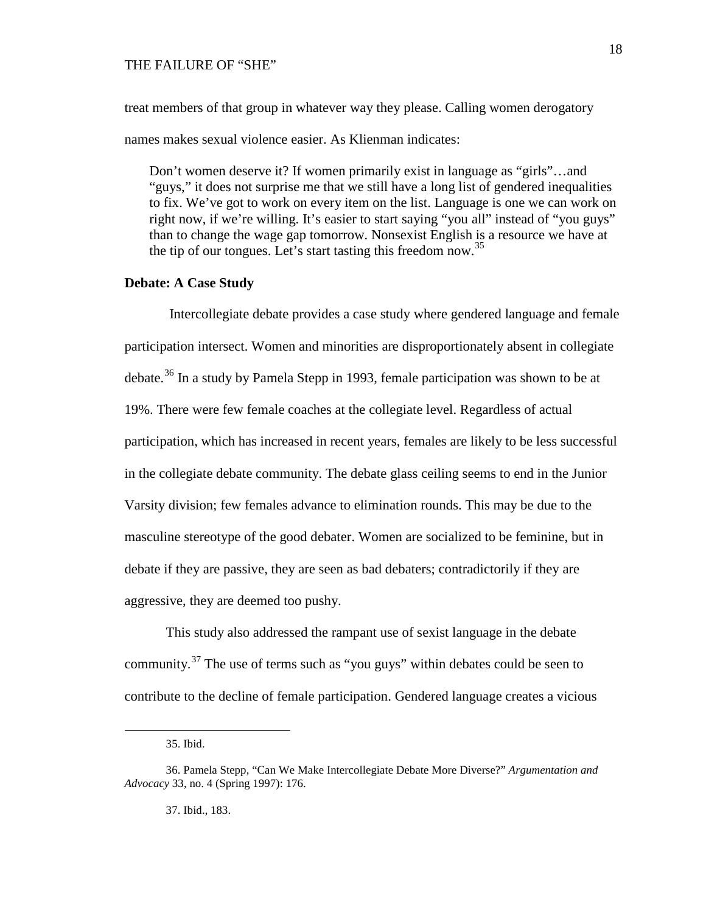treat members of that group in whatever way they please. Calling women derogatory names makes sexual violence easier. As Klienman indicates:

> Don't women deserve it? If women primarily exist in language as "girls"…and "guys," it does not surprise me that we still have a long list of gendered inequalities to fix. We've got to work on every item on the list. Language is one we can work on right now, if we're willing. It's easier to start saying "you all" instead of "you guys" than to change the wage gap tomorrow. Nonsexist English is a resource we have at the tip of our tongues. Let's start tasting this freedom now.[35]

**Debate: A Case Study**

Intercollegiate debate provides a case study where gendered language and female participation intersect. Women and minorities are disproportionately absent in collegiate debate.[36] In a study by Pamela Stepp in 1993, female participation was shown to be at 19%. There were few female coaches at the collegiate level. Regardless of actual participation, which has increased in recent years, females are likely to be less successful in the collegiate debate community. The debate glass ceiling seems to end in the Junior Varsity division; few females advance to elimination rounds. This may be due to the masculine stereotype of the good debater. Women are socialized to be feminine, but in debate if they are passive, they are seen as bad debaters; contradictorily if they are aggressive, they are deemed too pushy.

This study also addressed the rampant use of sexist language in the debate community.[37] The use of terms such as "you guys" within debates could be seen to contribute to the decline of female participation. Gendered language creates a vicious

---

35. Ibid.

36. Pamela Stepp, "Can We Make Intercollegiate Debate More Diverse?" *Argumentation and Advocacy* 33, no. 4 (Spring 1997): 176.

37. Ibid., 183.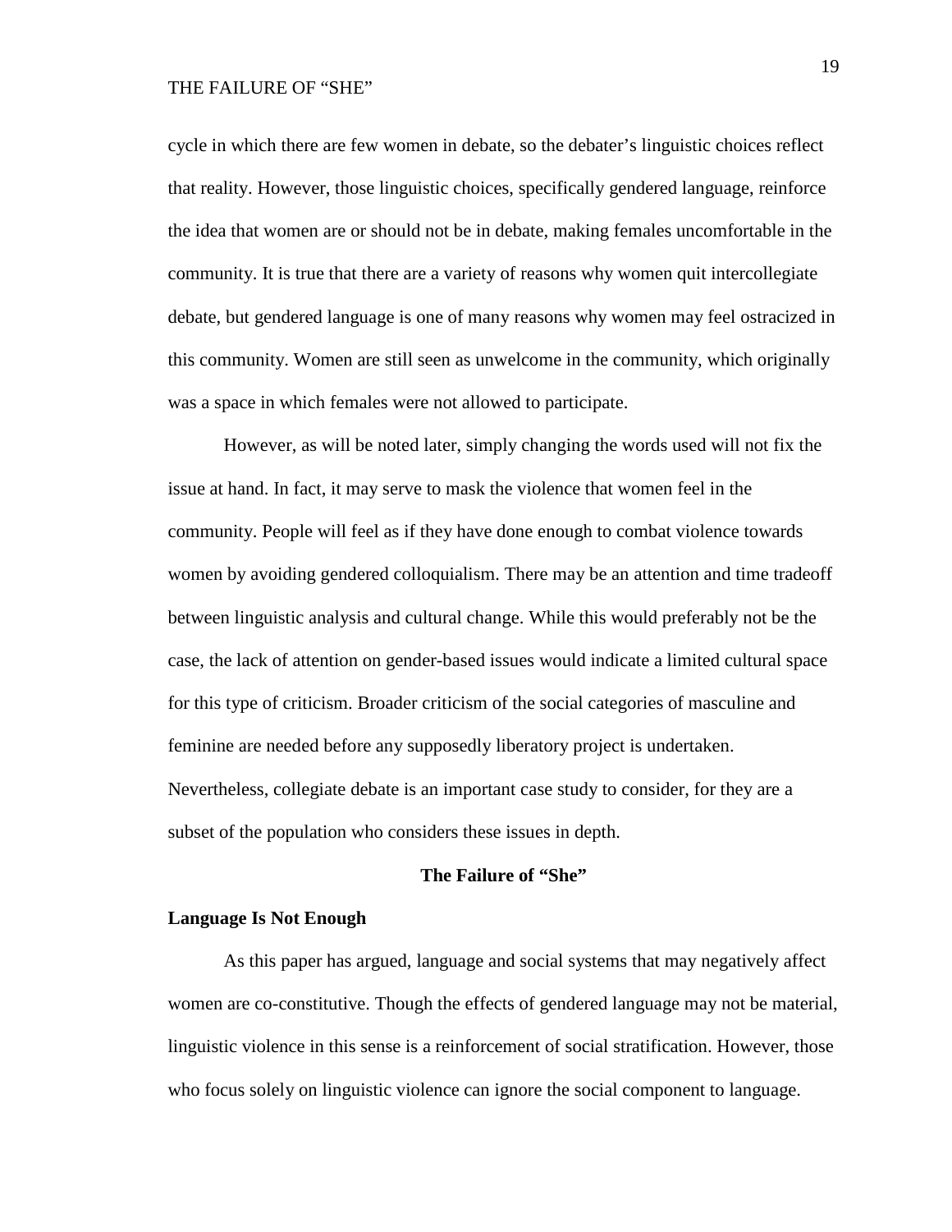cycle in which there are few women in debate, so the debater's linguistic choices reflect that reality. However, those linguistic choices, specifically gendered language, reinforce the idea that women are or should not be in debate, making females uncomfortable in the community. It is true that there are a variety of reasons why women quit intercollegiate debate, but gendered language is one of many reasons why women may feel ostracized in this community. Women are still seen as unwelcome in the community, which originally was a space in which females were not allowed to participate.

However, as will be noted later, simply changing the words used will not fix the issue at hand. In fact, it may serve to mask the violence that women feel in the community. People will feel as if they have done enough to combat violence towards women by avoiding gendered colloquialism. There may be an attention and time tradeoff between linguistic analysis and cultural change. While this would preferably not be the case, the lack of attention on gender-based issues would indicate a limited cultural space for this type of criticism. Broader criticism of the social categories of masculine and feminine are needed before any supposedly liberatory project is undertaken. Nevertheless, collegiate debate is an important case study to consider, for they are a subset of the population who considers these issues in depth.

## The Failure of "She"

### Language Is Not Enough

As this paper has argued, language and social systems that may negatively affect women are co-constitutive. Though the effects of gendered language may not be material, linguistic violence in this sense is a reinforcement of social stratification. However, those who focus solely on linguistic violence can ignore the social component to language.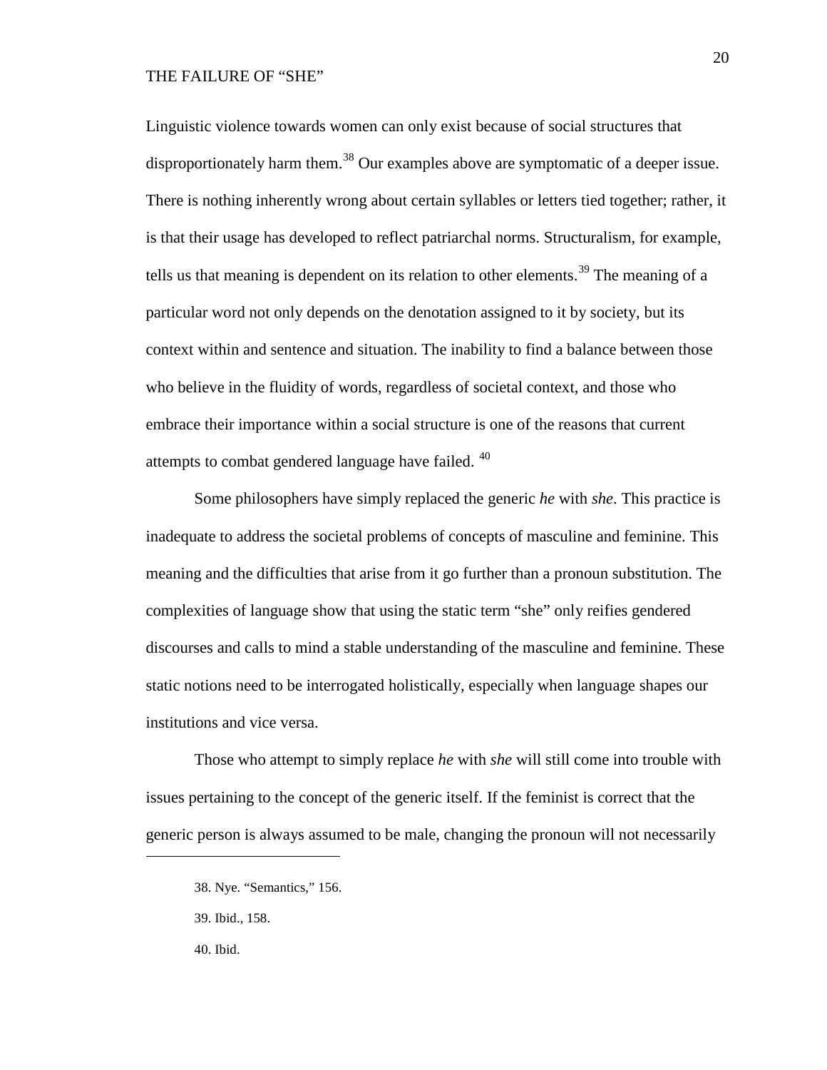Linguistic violence towards women can only exist because of social structures that disproportionately harm them.[38] Our examples above are symptomatic of a deeper issue. There is nothing inherently wrong about certain syllables or letters tied together; rather, it is that their usage has developed to reflect patriarchal norms. Structuralism, for example, tells us that meaning is dependent on its relation to other elements.[39] The meaning of a particular word not only depends on the denotation assigned to it by society, but its context within and sentence and situation. The inability to find a balance between those who believe in the fluidity of words, regardless of societal context, and those who embrace their importance within a social structure is one of the reasons that current attempts to combat gendered language have failed. [40]

Some philosophers have simply replaced the generic *he* with *she*. This practice is inadequate to address the societal problems of concepts of masculine and feminine. This meaning and the difficulties that arise from it go further than a pronoun substitution. The complexities of language show that using the static term "she" only reifies gendered discourses and calls to mind a stable understanding of the masculine and feminine. These static notions need to be interrogated holistically, especially when language shapes our institutions and vice versa.

Those who attempt to simply replace *he* with *she* will still come into trouble with issues pertaining to the concept of the generic itself. If the feminist is correct that the generic person is always assumed to be male, changing the pronoun will not necessarily

---

38. Nye. "Semantics," 156.

39. Ibid., 158.

40. Ibid.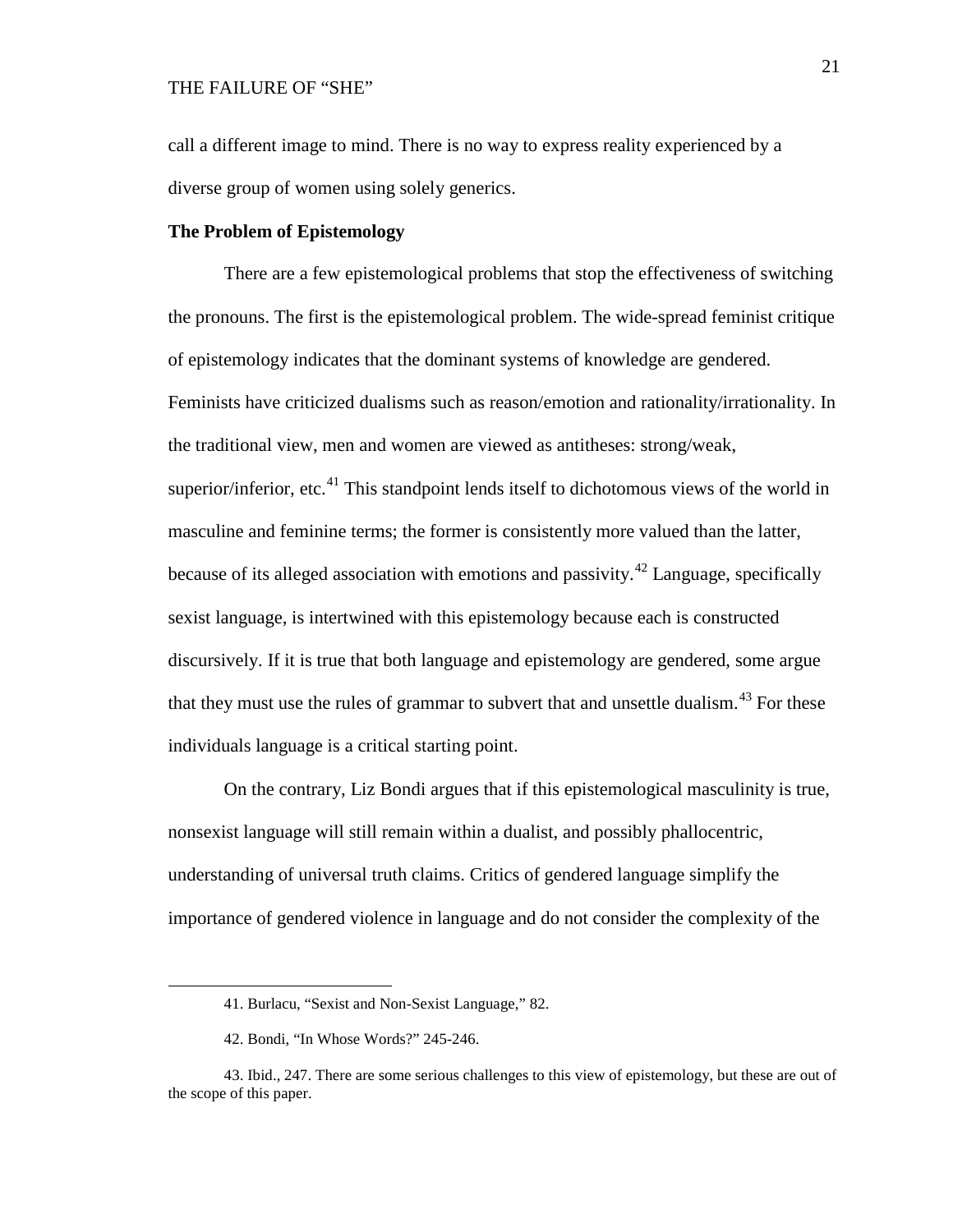call a different image to mind. There is no way to express reality experienced by a diverse group of women using solely generics.

**The Problem of Epistemology**

There are a few epistemological problems that stop the effectiveness of switching the pronouns. The first is the epistemological problem. The wide-spread feminist critique of epistemology indicates that the dominant systems of knowledge are gendered. Feminists have criticized dualisms such as reason/emotion and rationality/irrationality. In the traditional view, men and women are viewed as antitheses: strong/weak, superior/inferior, etc.[41] This standpoint lends itself to dichotomous views of the world in masculine and feminine terms; the former is consistently more valued than the latter, because of its alleged association with emotions and passivity.[42] Language, specifically sexist language, is intertwined with this epistemology because each is constructed discursively. If it is true that both language and epistemology are gendered, some argue that they must use the rules of grammar to subvert that and unsettle dualism.[43] For these individuals language is a critical starting point.

On the contrary, Liz Bondi argues that if this epistemological masculinity is true, nonsexist language will still remain within a dualist, and possibly phallocentric, understanding of universal truth claims. Critics of gendered language simplify the importance of gendered violence in language and do not consider the complexity of the

41. Burlacu, "Sexist and Non-Sexist Language," 82.

42. Bondi, "In Whose Words?" 245-246.

43. Ibid., 247. There are some serious challenges to this view of epistemology, but these are out of the scope of this paper.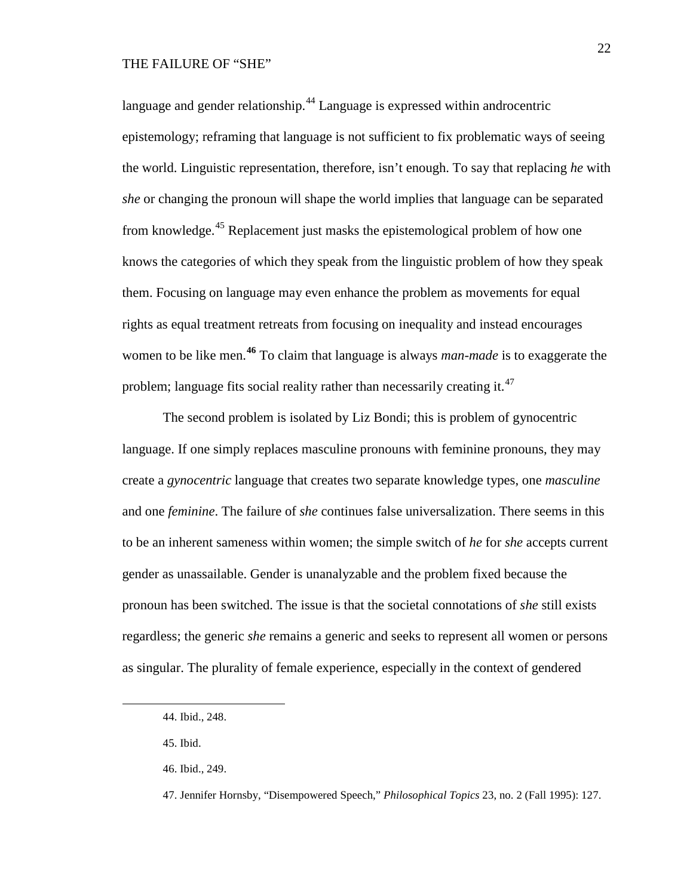language and gender relationship.[44] Language is expressed within androcentric epistemology; reframing that language is not sufficient to fix problematic ways of seeing the world. Linguistic representation, therefore, isn't enough. To say that replacing *he* with *she* or changing the pronoun will shape the world implies that language can be separated from knowledge.[45] Replacement just masks the epistemological problem of how one knows the categories of which they speak from the linguistic problem of how they speak them. Focusing on language may even enhance the problem as movements for equal rights as equal treatment retreats from focusing on inequality and instead encourages women to be like men.[46] To claim that language is always *man-made* is to exaggerate the problem; language fits social reality rather than necessarily creating it.[47]

The second problem is isolated by Liz Bondi; this is problem of gynocentric language. If one simply replaces masculine pronouns with feminine pronouns, they may create a *gynocentric* language that creates two separate knowledge types, one *masculine* and one *feminine*. The failure of *she* continues false universalization. There seems in this to be an inherent sameness within women; the simple switch of *he* for *she* accepts current gender as unassailable. Gender is unanalyzable and the problem fixed because the pronoun has been switched. The issue is that the societal connotations of *she* still exists regardless; the generic *she* remains a generic and seeks to represent all women or persons as singular. The plurality of female experience, especially in the context of gendered

---

44. Ibid., 248.

45. Ibid.

46. Ibid., 249.

47. Jennifer Hornsby, "Disempowered Speech," *Philosophical Topics* 23, no. 2 (Fall 1995): 127.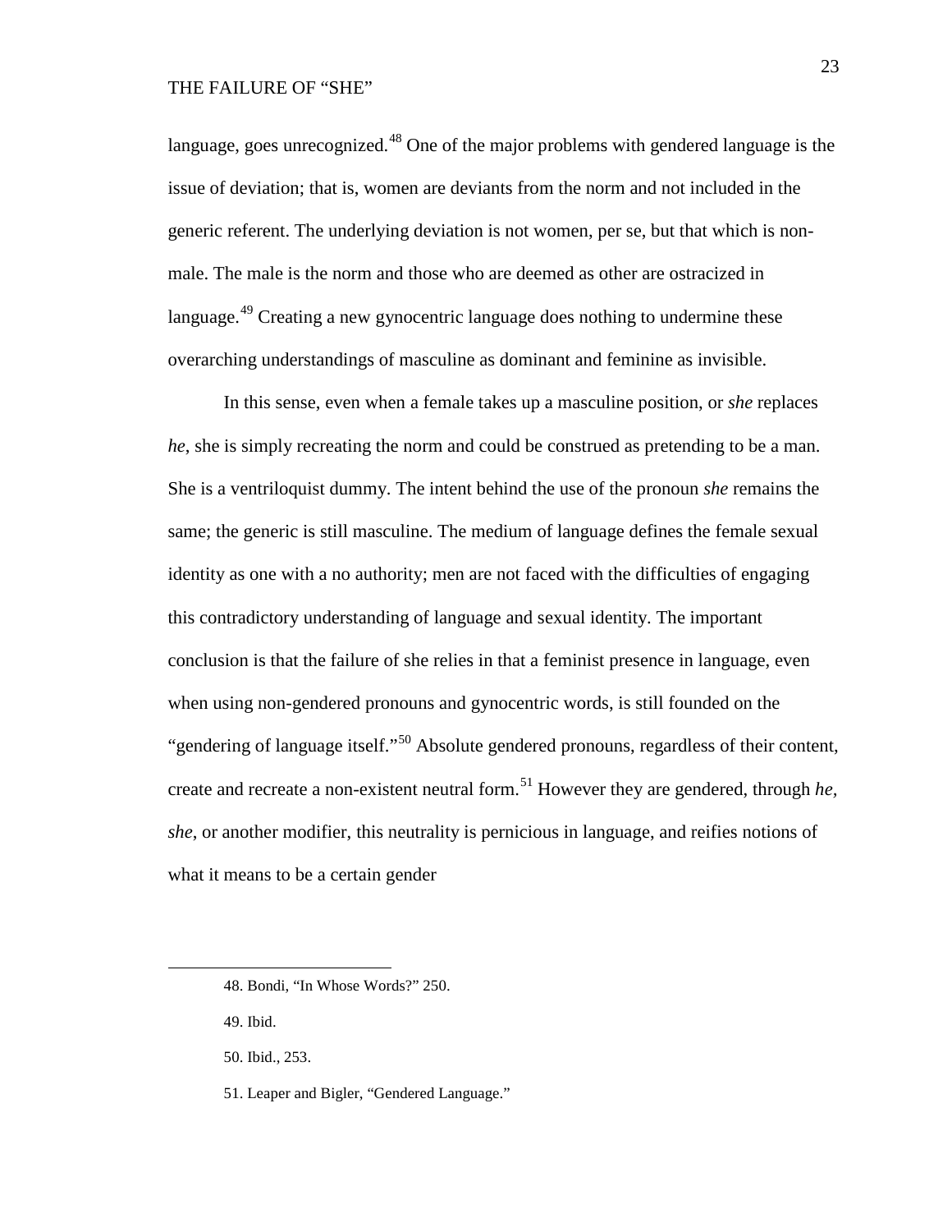language, goes unrecognized.[48] One of the major problems with gendered language is the issue of deviation; that is, women are deviants from the norm and not included in the generic referent. The underlying deviation is not women, per se, but that which is non-male. The male is the norm and those who are deemed as other are ostracized in language.[49] Creating a new gynocentric language does nothing to undermine these overarching understandings of masculine as dominant and feminine as invisible.

In this sense, even when a female takes up a masculine position, or *she* replaces *he*, she is simply recreating the norm and could be construed as pretending to be a man. She is a ventriloquist dummy. The intent behind the use of the pronoun *she* remains the same; the generic is still masculine. The medium of language defines the female sexual identity as one with a no authority; men are not faced with the difficulties of engaging this contradictory understanding of language and sexual identity. The important conclusion is that the failure of she relies in that a feminist presence in language, even when using non-gendered pronouns and gynocentric words, is still founded on the "gendering of language itself."[50] Absolute gendered pronouns, regardless of their content, create and recreate a non-existent neutral form.[51] However they are gendered, through *he*, *she*, or another modifier, this neutrality is pernicious in language, and reifies notions of what it means to be a certain gender

---

48. Bondi, "In Whose Words?" 250.

49. Ibid.

50. Ibid., 253.

51. Leaper and Bigler, "Gendered Language."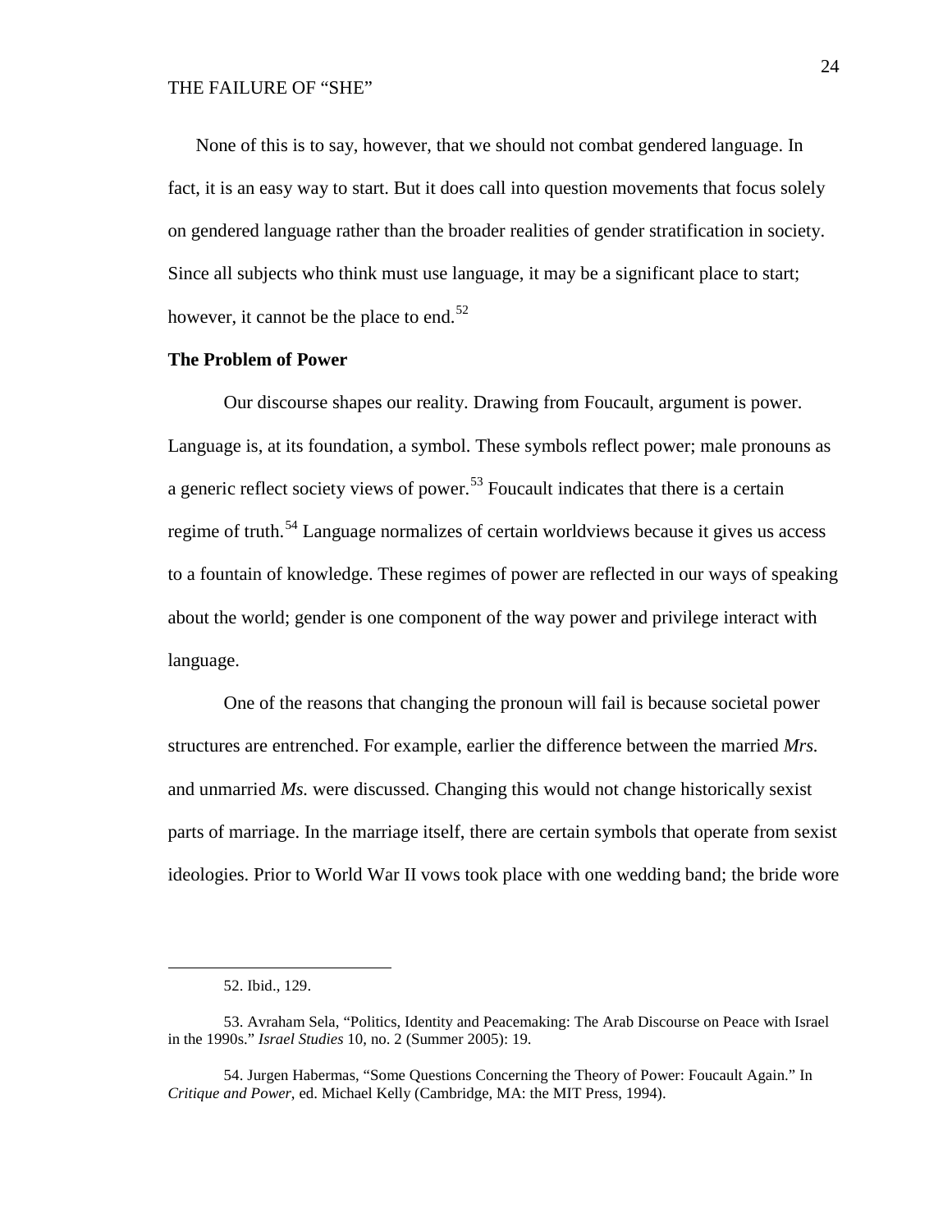None of this is to say, however, that we should not combat gendered language. In fact, it is an easy way to start. But it does call into question movements that focus solely on gendered language rather than the broader realities of gender stratification in society. Since all subjects who think must use language, it may be a significant place to start; however, it cannot be the place to end.[52]

**The Problem of Power**

Our discourse shapes our reality. Drawing from Foucault, argument is power. Language is, at its foundation, a symbol. These symbols reflect power; male pronouns as a generic reflect society views of power.[53] Foucault indicates that there is a certain regime of truth.[54] Language normalizes of certain worldviews because it gives us access to a fountain of knowledge. These regimes of power are reflected in our ways of speaking about the world; gender is one component of the way power and privilege interact with language.

One of the reasons that changing the pronoun will fail is because societal power structures are entrenched. For example, earlier the difference between the married *Mrs.* and unmarried *Ms.* were discussed. Changing this would not change historically sexist parts of marriage. In the marriage itself, there are certain symbols that operate from sexist ideologies. Prior to World War II vows took place with one wedding band; the bride wore

52. Ibid., 129.

53. Avraham Sela, "Politics, Identity and Peacemaking: The Arab Discourse on Peace with Israel in the 1990s." *Israel Studies* 10, no. 2 (Summer 2005): 19.

54. Jurgen Habermas, "Some Questions Concerning the Theory of Power: Foucault Again." In *Critique and Power*, ed. Michael Kelly (Cambridge, MA: the MIT Press, 1994).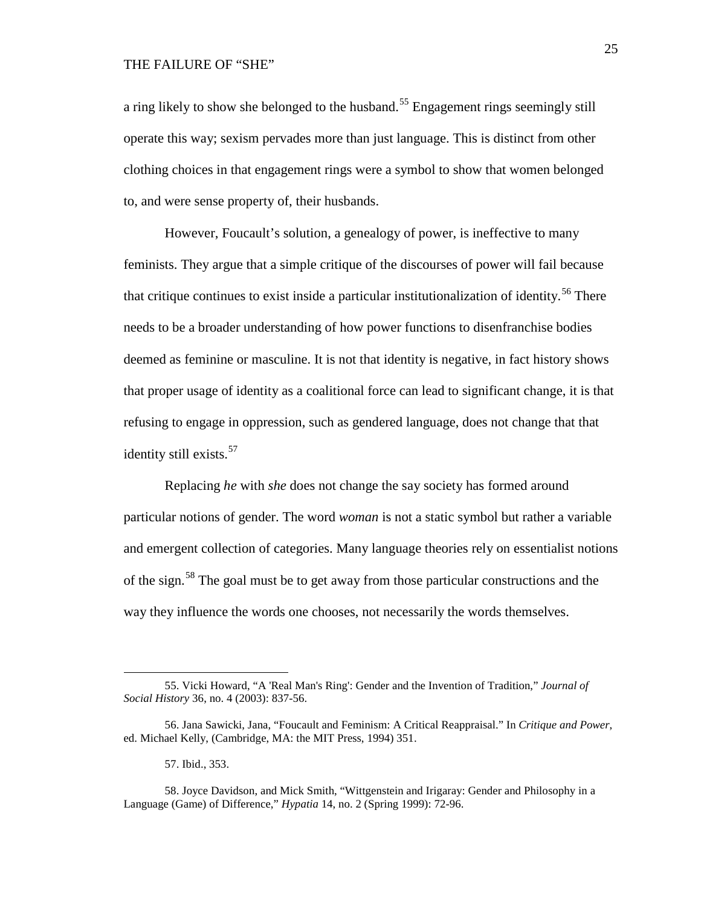a ring likely to show she belonged to the husband.[55] Engagement rings seemingly still operate this way; sexism pervades more than just language. This is distinct from other clothing choices in that engagement rings were a symbol to show that women belonged to, and were sense property of, their husbands.

However, Foucault's solution, a genealogy of power, is ineffective to many feminists. They argue that a simple critique of the discourses of power will fail because that critique continues to exist inside a particular institutionalization of identity.[56] There needs to be a broader understanding of how power functions to disenfranchise bodies deemed as feminine or masculine. It is not that identity is negative, in fact history shows that proper usage of identity as a coalitional force can lead to significant change, it is that refusing to engage in oppression, such as gendered language, does not change that that identity still exists.[57]

Replacing *he* with *she* does not change the say society has formed around particular notions of gender. The word *woman* is not a static symbol but rather a variable and emergent collection of categories. Many language theories rely on essentialist notions of the sign.[58] The goal must be to get away from those particular constructions and the way they influence the words one chooses, not necessarily the words themselves.

---

55. Vicki Howard, "A 'Real Man's Ring': Gender and the Invention of Tradition," *Journal of Social History* 36, no. 4 (2003): 837-56.

56. Jana Sawicki, Jana, "Foucault and Feminism: A Critical Reappraisal." In *Critique and Power*, ed. Michael Kelly, (Cambridge, MA: the MIT Press, 1994) 351.

57. Ibid., 353.

58. Joyce Davidson, and Mick Smith, "Wittgenstein and Irigaray: Gender and Philosophy in a Language (Game) of Difference," *Hypatia* 14, no. 2 (Spring 1999): 72-96.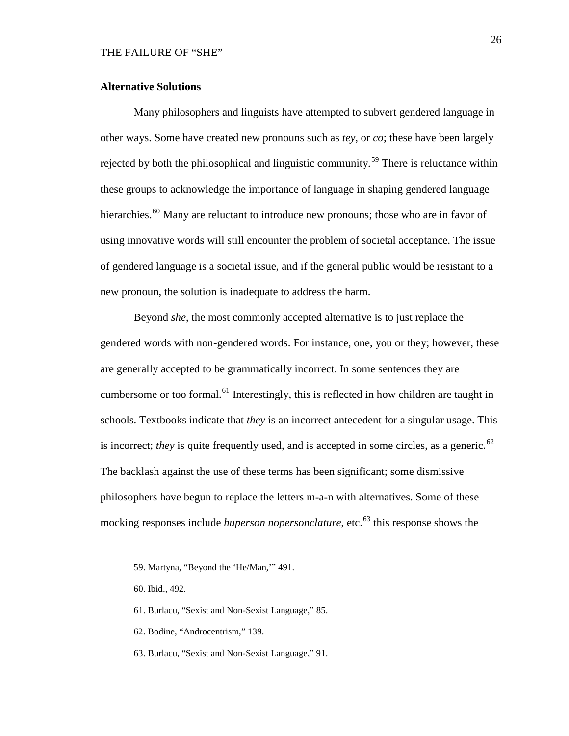## Alternative Solutions

Many philosophers and linguists have attempted to subvert gendered language in other ways. Some have created new pronouns such as *tey*, or *co*; these have been largely rejected by both the philosophical and linguistic community.[59] There is reluctance within these groups to acknowledge the importance of language in shaping gendered language hierarchies.[60] Many are reluctant to introduce new pronouns; those who are in favor of using innovative words will still encounter the problem of societal acceptance. The issue of gendered language is a societal issue, and if the general public would be resistant to a new pronoun, the solution is inadequate to address the harm.

Beyond *she*, the most commonly accepted alternative is to just replace the gendered words with non-gendered words. For instance, one, you or they; however, these are generally accepted to be grammatically incorrect. In some sentences they are cumbersome or too formal.[61] Interestingly, this is reflected in how children are taught in schools. Textbooks indicate that *they* is an incorrect antecedent for a singular usage. This is incorrect; *they* is quite frequently used, and is accepted in some circles, as a generic.[62] The backlash against the use of these terms has been significant; some dismissive philosophers have begun to replace the letters m-a-n with alternatives. Some of these mocking responses include *huperson nopersonclature*, etc.[63] this response shows the

---

59. Martyna, "Beyond the 'He/Man,'" 491.

60. Ibid., 492.

61. Burlacu, "Sexist and Non-Sexist Language," 85.

62. Bodine, "Androcentrism," 139.

63. Burlacu, "Sexist and Non-Sexist Language," 91.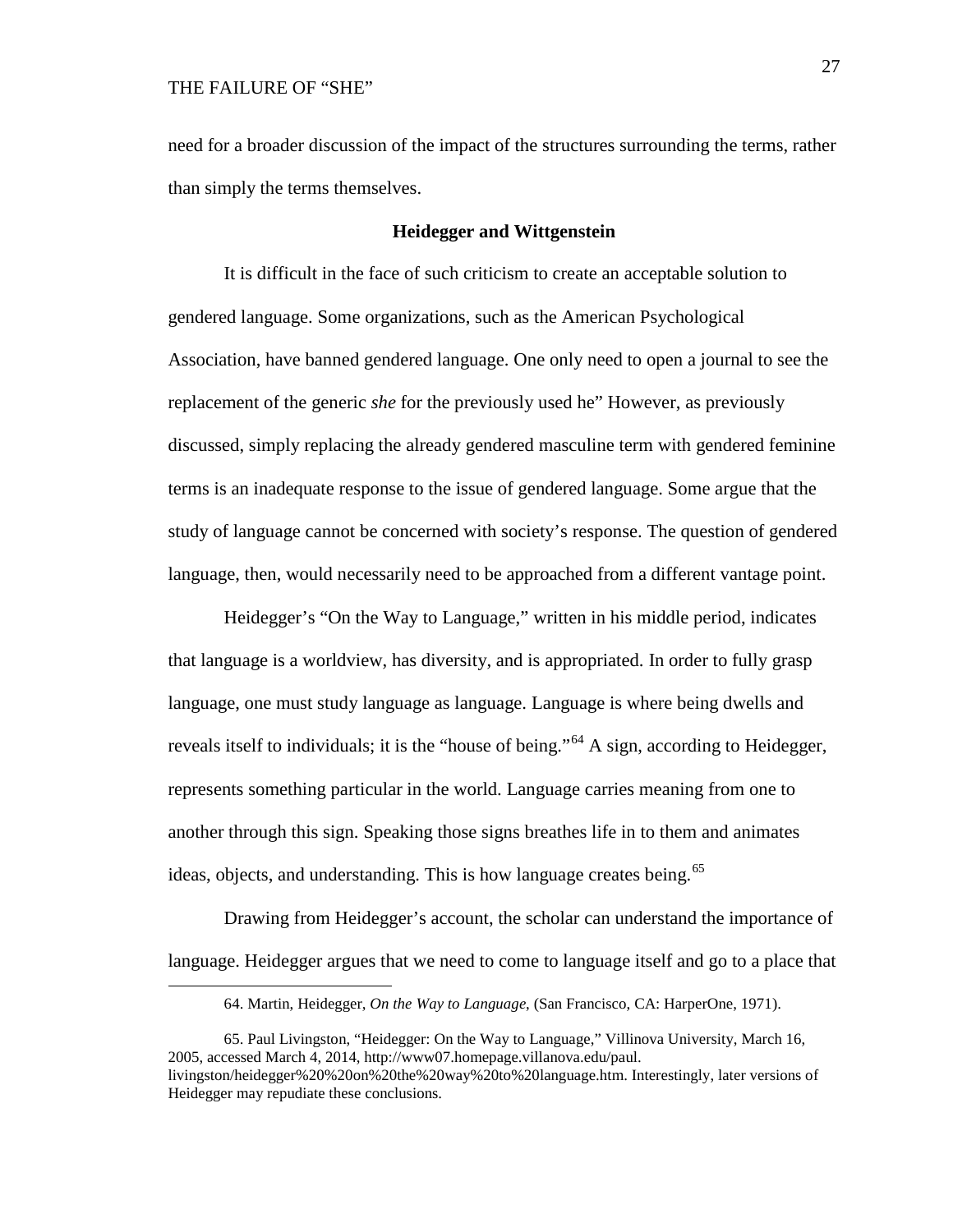need for a broader discussion of the impact of the structures surrounding the terms, rather than simply the terms themselves.

## Heidegger and Wittgenstein

It is difficult in the face of such criticism to create an acceptable solution to gendered language. Some organizations, such as the American Psychological Association, have banned gendered language. One only need to open a journal to see the replacement of the generic *she* for the previously used he" However, as previously discussed, simply replacing the already gendered masculine term with gendered feminine terms is an inadequate response to the issue of gendered language. Some argue that the study of language cannot be concerned with society's response. The question of gendered language, then, would necessarily need to be approached from a different vantage point.

Heidegger's "On the Way to Language," written in his middle period, indicates that language is a worldview, has diversity, and is appropriated. In order to fully grasp language, one must study language as language. Language is where being dwells and reveals itself to individuals; it is the "house of being."[64] A sign, according to Heidegger, represents something particular in the world. Language carries meaning from one to another through this sign. Speaking those signs breathes life in to them and animates ideas, objects, and understanding. This is how language creates being.[65]

Drawing from Heidegger's account, the scholar can understand the importance of language. Heidegger argues that we need to come to language itself and go to a place that

---

64. Martin, Heidegger, *On the Way to Language*, (San Francisco, CA: HarperOne, 1971).

65. Paul Livingston, "Heidegger: On the Way to Language," Villinova University, March 16, 2005, accessed March 4, 2014, http://www07.homepage.villanova.edu/paul.livingston/heidegger%20%20on%20the%20way%20to%20language.htm. Interestingly, later versions of Heidegger may repudiate these conclusions.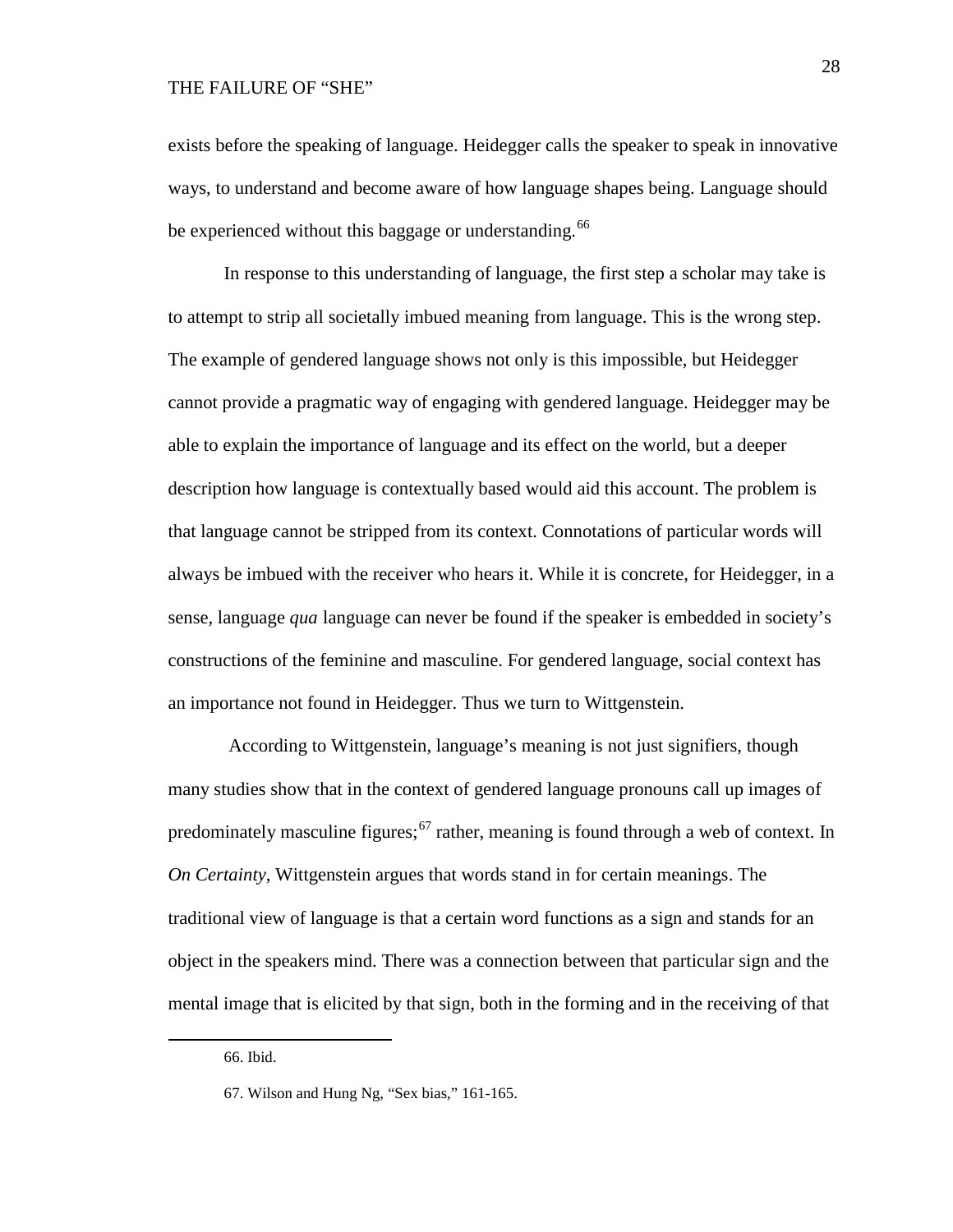exists before the speaking of language. Heidegger calls the speaker to speak in innovative ways, to understand and become aware of how language shapes being. Language should be experienced without this baggage or understanding.[66]

In response to this understanding of language, the first step a scholar may take is to attempt to strip all societally imbued meaning from language. This is the wrong step. The example of gendered language shows not only is this impossible, but Heidegger cannot provide a pragmatic way of engaging with gendered language. Heidegger may be able to explain the importance of language and its effect on the world, but a deeper description how language is contextually based would aid this account. The problem is that language cannot be stripped from its context. Connotations of particular words will always be imbued with the receiver who hears it. While it is concrete, for Heidegger, in a sense, language *qua* language can never be found if the speaker is embedded in society's constructions of the feminine and masculine. For gendered language, social context has an importance not found in Heidegger. Thus we turn to Wittgenstein.

According to Wittgenstein, language's meaning is not just signifiers, though many studies show that in the context of gendered language pronouns call up images of predominately masculine figures;[67] rather, meaning is found through a web of context. In *On Certainty*, Wittgenstein argues that words stand in for certain meanings. The traditional view of language is that a certain word functions as a sign and stands for an object in the speakers mind. There was a connection between that particular sign and the mental image that is elicited by that sign, both in the forming and in the receiving of that

66. Ibid.

67. Wilson and Hung Ng, "Sex bias," 161-165.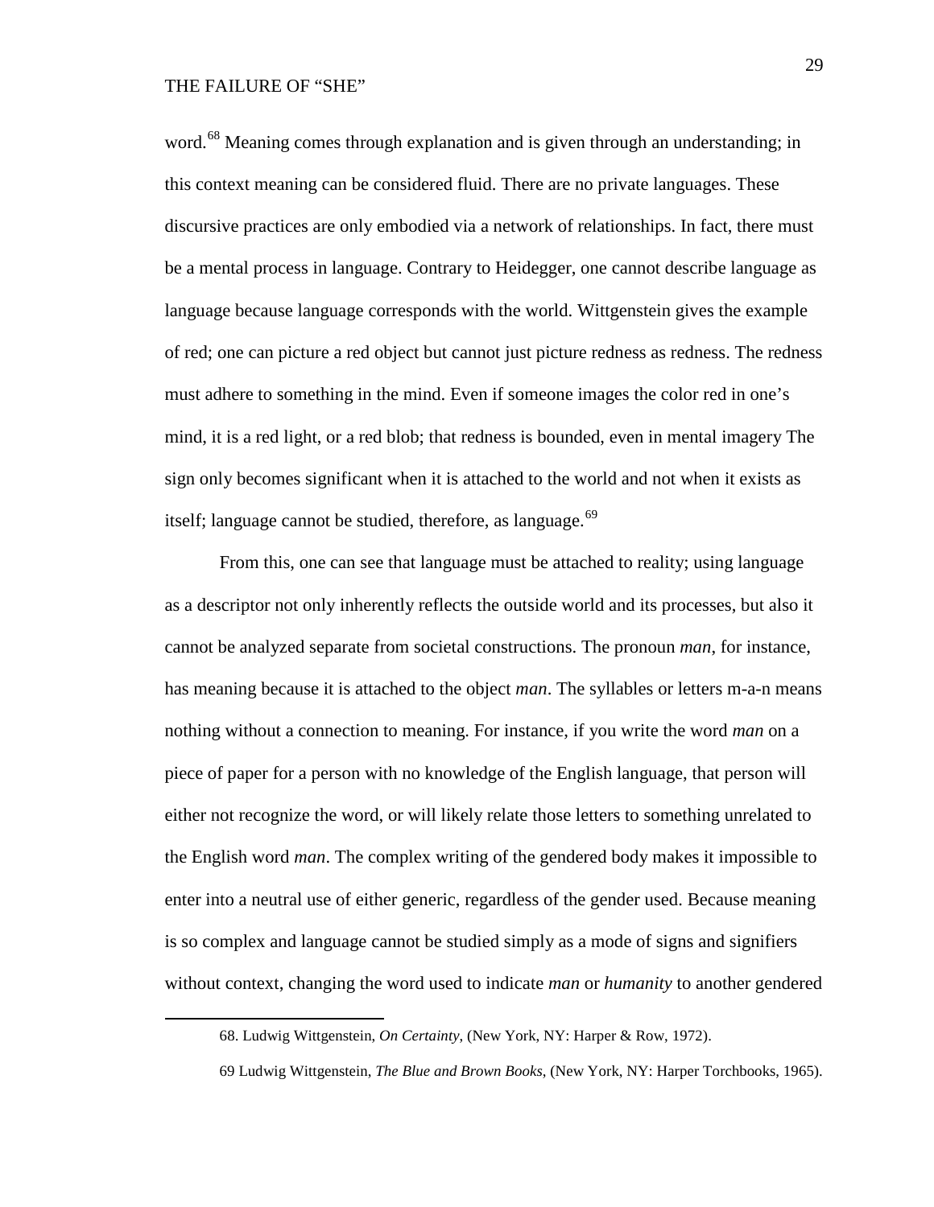word.[68] Meaning comes through explanation and is given through an understanding; in this context meaning can be considered fluid. There are no private languages. These discursive practices are only embodied via a network of relationships. In fact, there must be a mental process in language. Contrary to Heidegger, one cannot describe language as language because language corresponds with the world. Wittgenstein gives the example of red; one can picture a red object but cannot just picture redness as redness. The redness must adhere to something in the mind. Even if someone images the color red in one's mind, it is a red light, or a red blob; that redness is bounded, even in mental imagery The sign only becomes significant when it is attached to the world and not when it exists as itself; language cannot be studied, therefore, as language.[69]

From this, one can see that language must be attached to reality; using language as a descriptor not only inherently reflects the outside world and its processes, but also it cannot be analyzed separate from societal constructions. The pronoun *man*, for instance, has meaning because it is attached to the object *man*. The syllables or letters m-a-n means nothing without a connection to meaning. For instance, if you write the word *man* on a piece of paper for a person with no knowledge of the English language, that person will either not recognize the word, or will likely relate those letters to something unrelated to the English word *man*. The complex writing of the gendered body makes it impossible to enter into a neutral use of either generic, regardless of the gender used. Because meaning is so complex and language cannot be studied simply as a mode of signs and signifiers without context, changing the word used to indicate *man* or *humanity* to another gendered

---

68. Ludwig Wittgenstein, *On Certainty*, (New York, NY: Harper & Row, 1972).

69 Ludwig Wittgenstein, *The Blue and Brown Books*, (New York, NY: Harper Torchbooks, 1965).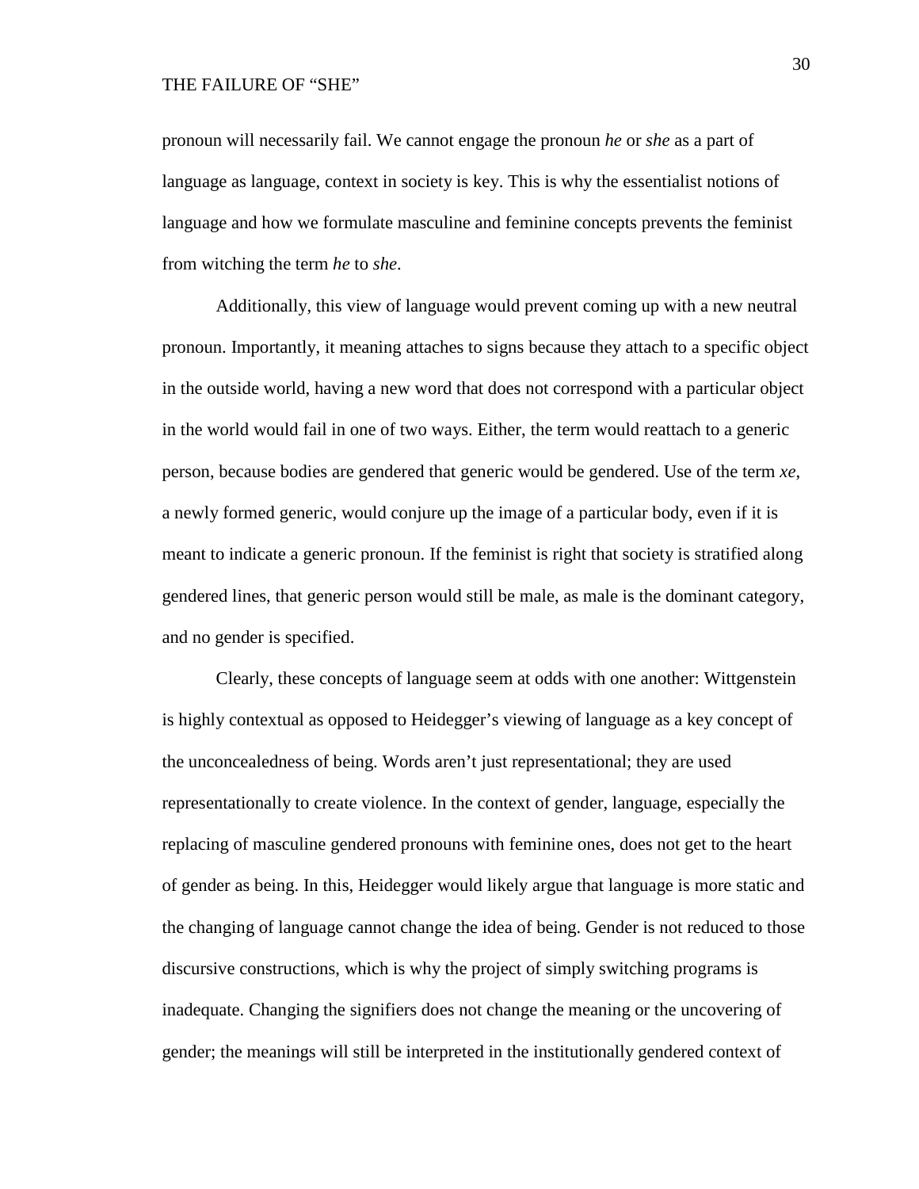pronoun will necessarily fail. We cannot engage the pronoun *he* or *she* as a part of language as language, context in society is key. This is why the essentialist notions of language and how we formulate masculine and feminine concepts prevents the feminist from witching the term *he* to *she*.

Additionally, this view of language would prevent coming up with a new neutral pronoun. Importantly, it meaning attaches to signs because they attach to a specific object in the outside world, having a new word that does not correspond with a particular object in the world would fail in one of two ways. Either, the term would reattach to a generic person, because bodies are gendered that generic would be gendered. Use of the term *xe*, a newly formed generic, would conjure up the image of a particular body, even if it is meant to indicate a generic pronoun. If the feminist is right that society is stratified along gendered lines, that generic person would still be male, as male is the dominant category, and no gender is specified.

Clearly, these concepts of language seem at odds with one another: Wittgenstein is highly contextual as opposed to Heidegger's viewing of language as a key concept of the unconcealedness of being. Words aren't just representational; they are used representationally to create violence. In the context of gender, language, especially the replacing of masculine gendered pronouns with feminine ones, does not get to the heart of gender as being. In this, Heidegger would likely argue that language is more static and the changing of language cannot change the idea of being. Gender is not reduced to those discursive constructions, which is why the project of simply switching programs is inadequate. Changing the signifiers does not change the meaning or the uncovering of gender; the meanings will still be interpreted in the institutionally gendered context of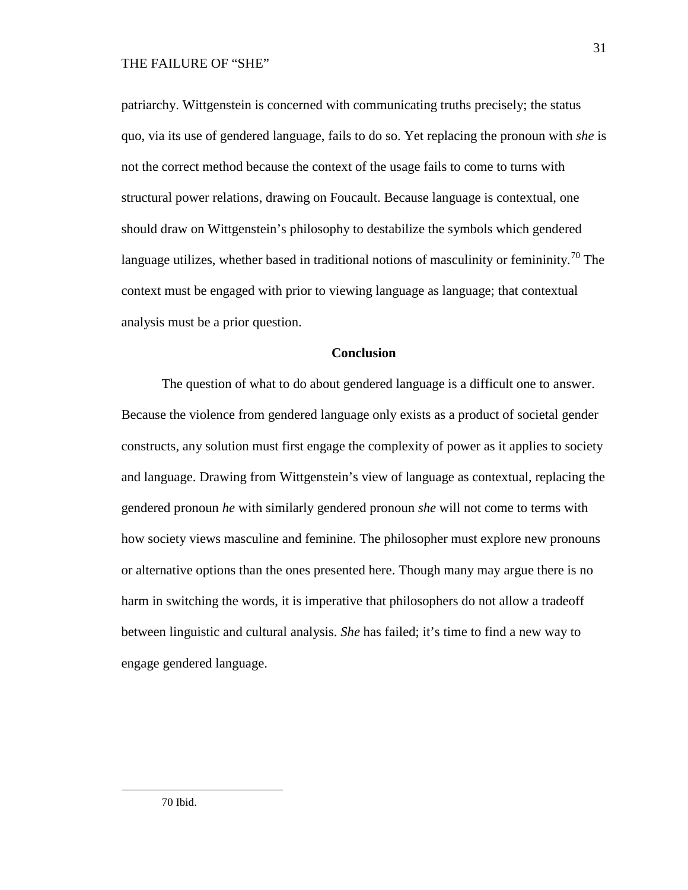patriarchy. Wittgenstein is concerned with communicating truths precisely; the status quo, via its use of gendered language, fails to do so. Yet replacing the pronoun with *she* is not the correct method because the context of the usage fails to come to turns with structural power relations, drawing on Foucault. Because language is contextual, one should draw on Wittgenstein's philosophy to destabilize the symbols which gendered language utilizes, whether based in traditional notions of masculinity or femininity.[70] The context must be engaged with prior to viewing language as language; that contextual analysis must be a prior question.

## Conclusion

The question of what to do about gendered language is a difficult one to answer. Because the violence from gendered language only exists as a product of societal gender constructs, any solution must first engage the complexity of power as it applies to society and language. Drawing from Wittgenstein's view of language as contextual, replacing the gendered pronoun *he* with similarly gendered pronoun *she* will not come to terms with how society views masculine and feminine. The philosopher must explore new pronouns or alternative options than the ones presented here. Though many may argue there is no harm in switching the words, it is imperative that philosophers do not allow a tradeoff between linguistic and cultural analysis. *She* has failed; it's time to find a new way to engage gendered language.

---

70 Ibid.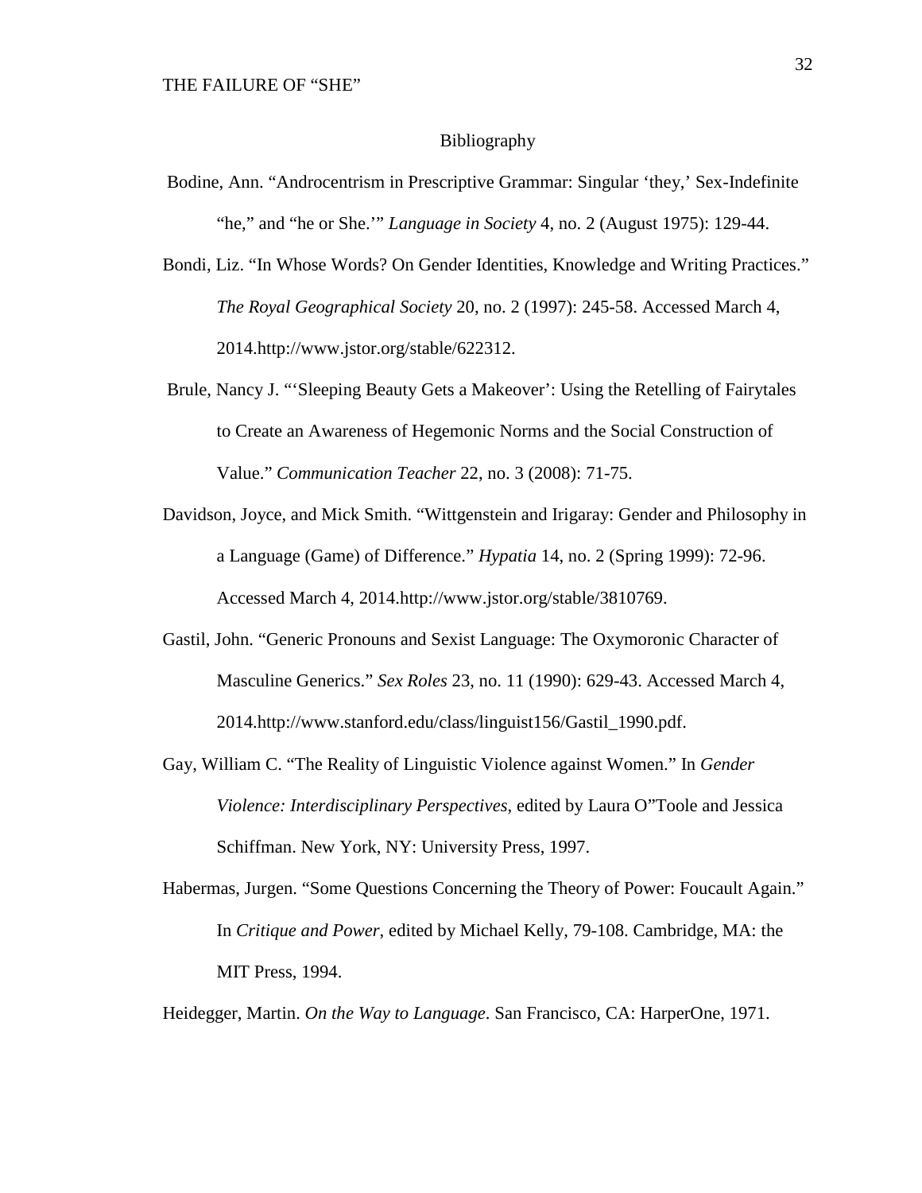## Bibliography

Bodine, Ann. "Androcentrism in Prescriptive Grammar: Singular 'they,' Sex-Indefinite "he," and "he or She.'" *Language in Society* 4, no. 2 (August 1975): 129-44.

Bondi, Liz. "In Whose Words? On Gender Identities, Knowledge and Writing Practices." *The Royal Geographical Society* 20, no. 2 (1997): 245-58. Accessed March 4, 2014.http://www.jstor.org/stable/622312.

Brule, Nancy J. "'Sleeping Beauty Gets a Makeover': Using the Retelling of Fairytales to Create an Awareness of Hegemonic Norms and the Social Construction of Value." *Communication Teacher* 22, no. 3 (2008): 71-75.

Davidson, Joyce, and Mick Smith. "Wittgenstein and Irigaray: Gender and Philosophy in a Language (Game) of Difference." *Hypatia* 14, no. 2 (Spring 1999): 72-96. Accessed March 4, 2014.http://www.jstor.org/stable/3810769.

Gastil, John. "Generic Pronouns and Sexist Language: The Oxymoronic Character of Masculine Generics." *Sex Roles* 23, no. 11 (1990): 629-43. Accessed March 4, 2014.http://www.stanford.edu/class/linguist156/Gastil_1990.pdf.

Gay, William C. "The Reality of Linguistic Violence against Women." In *Gender Violence: Interdisciplinary Perspectives*, edited by Laura O"Toole and Jessica Schiffman. New York, NY: University Press, 1997.

Habermas, Jurgen. "Some Questions Concerning the Theory of Power: Foucault Again." In *Critique and Power*, edited by Michael Kelly, 79-108. Cambridge, MA: the MIT Press, 1994.

Heidegger, Martin. *On the Way to Language*. San Francisco, CA: HarperOne, 1971.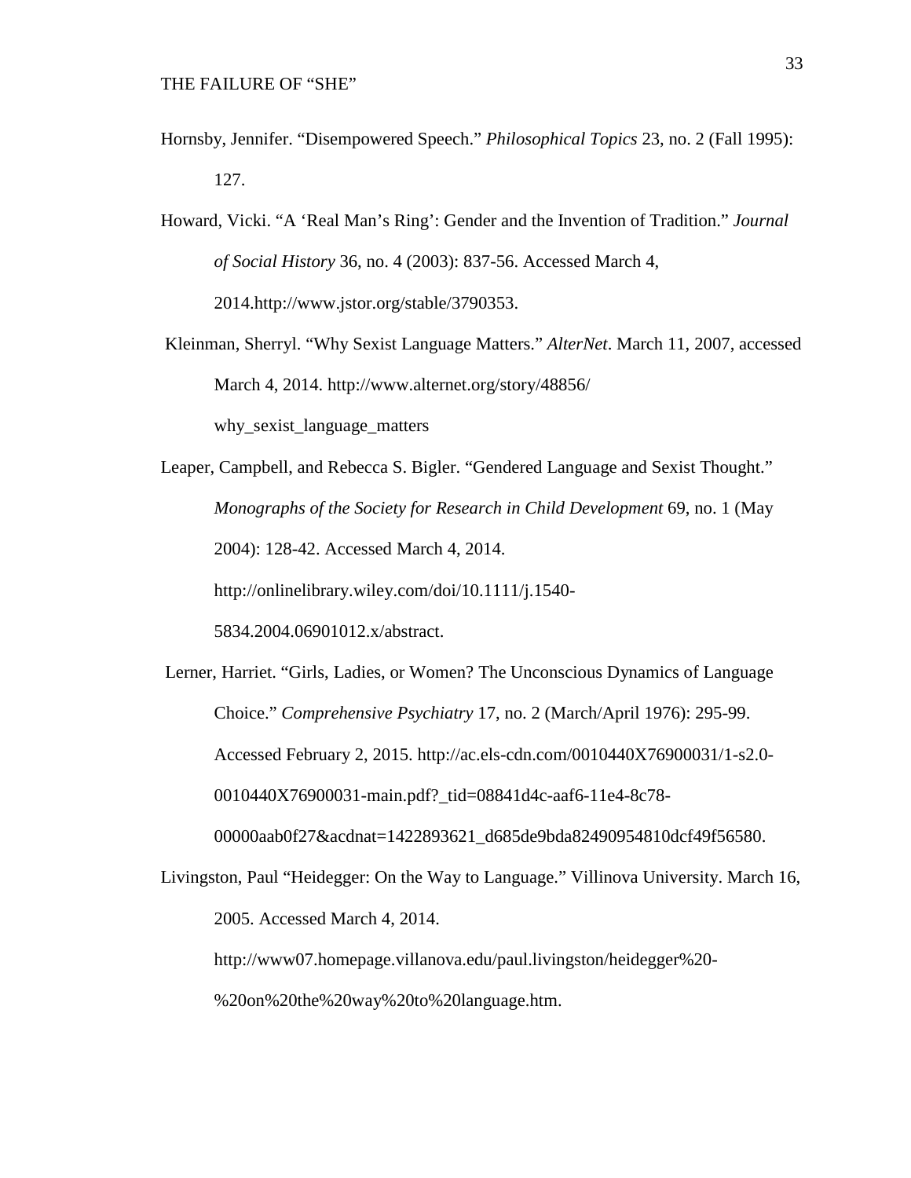Hornsby, Jennifer. "Disempowered Speech." *Philosophical Topics* 23, no. 2 (Fall 1995): 127.

Howard, Vicki. "A 'Real Man's Ring': Gender and the Invention of Tradition." *Journal of Social History* 36, no. 4 (2003): 837-56. Accessed March 4, 2014.http://www.jstor.org/stable/3790353.

Kleinman, Sherryl. "Why Sexist Language Matters." *AlterNet*. March 11, 2007, accessed March 4, 2014. http://www.alternet.org/story/48856/ why_sexist_language_matters

Leaper, Campbell, and Rebecca S. Bigler. "Gendered Language and Sexist Thought." *Monographs of the Society for Research in Child Development* 69, no. 1 (May 2004): 128-42. Accessed March 4, 2014. http://onlinelibrary.wiley.com/doi/10.1111/j.1540-5834.2004.06901012.x/abstract.

Lerner, Harriet. "Girls, Ladies, or Women? The Unconscious Dynamics of Language Choice." *Comprehensive Psychiatry* 17, no. 2 (March/April 1976): 295-99. Accessed February 2, 2015. http://ac.els-cdn.com/0010440X76900031/1-s2.0-0010440X76900031-main.pdf?_tid=08841d4c-aaf6-11e4-8c78-00000aab0f27&acdnat=1422893621_d685de9bda82490954810dcf49f56580.

Livingston, Paul "Heidegger: On the Way to Language." Villinova University. March 16, 2005. Accessed March 4, 2014. http://www07.homepage.villanova.edu/paul.livingston/heidegger%20-%20on%20the%20way%20to%20language.htm.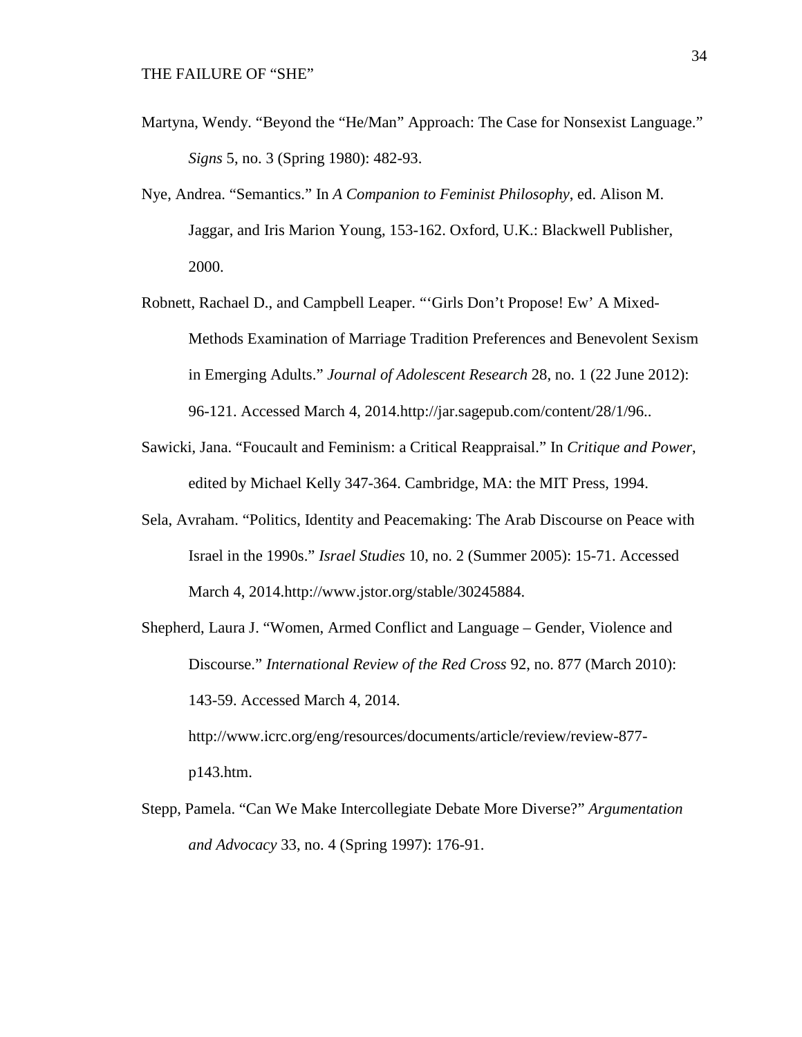Martyna, Wendy. "Beyond the "He/Man" Approach: The Case for Nonsexist Language." *Signs* 5, no. 3 (Spring 1980): 482-93.

Nye, Andrea. "Semantics." In *A Companion to Feminist Philosophy*, ed. Alison M. Jaggar, and Iris Marion Young, 153-162. Oxford, U.K.: Blackwell Publisher, 2000.

Robnett, Rachael D., and Campbell Leaper. "'Girls Don't Propose! Ew' A Mixed-Methods Examination of Marriage Tradition Preferences and Benevolent Sexism in Emerging Adults." *Journal of Adolescent Research* 28, no. 1 (22 June 2012): 96-121. Accessed March 4, 2014.http://jar.sagepub.com/content/28/1/96..

Sawicki, Jana. "Foucault and Feminism: a Critical Reappraisal." In *Critique and Power*, edited by Michael Kelly 347-364. Cambridge, MA: the MIT Press, 1994.

Sela, Avraham. "Politics, Identity and Peacemaking: The Arab Discourse on Peace with Israel in the 1990s." *Israel Studies* 10, no. 2 (Summer 2005): 15-71. Accessed March 4, 2014.http://www.jstor.org/stable/30245884.

Shepherd, Laura J. "Women, Armed Conflict and Language – Gender, Violence and Discourse." *International Review of the Red Cross* 92, no. 877 (March 2010): 143-59. Accessed March 4, 2014. http://www.icrc.org/eng/resources/documents/article/review/review-877-p143.htm.

Stepp, Pamela. "Can We Make Intercollegiate Debate More Diverse?" *Argumentation and Advocacy* 33, no. 4 (Spring 1997): 176-91.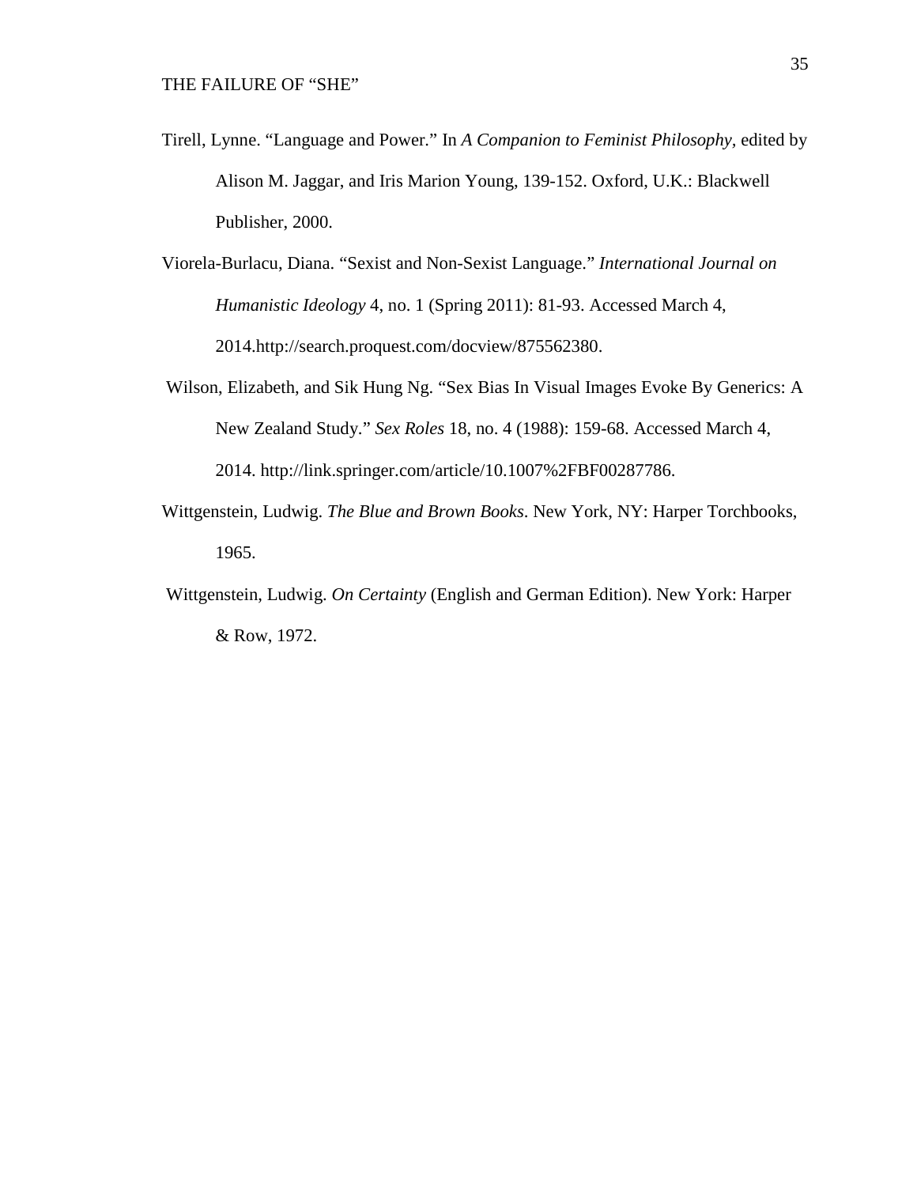Tirell, Lynne. "Language and Power." In *A Companion to Feminist Philosophy*, edited by Alison M. Jaggar, and Iris Marion Young, 139-152. Oxford, U.K.: Blackwell Publisher, 2000.

Viorela-Burlacu, Diana. "Sexist and Non-Sexist Language." *International Journal on Humanistic Ideology* 4, no. 1 (Spring 2011): 81-93. Accessed March 4, 2014.http://search.proquest.com/docview/875562380.

Wilson, Elizabeth, and Sik Hung Ng. "Sex Bias In Visual Images Evoke By Generics: A New Zealand Study." *Sex Roles* 18, no. 4 (1988): 159-68. Accessed March 4, 2014. http://link.springer.com/article/10.1007%2FBF00287786.

Wittgenstein, Ludwig. *The Blue and Brown Books*. New York, NY: Harper Torchbooks, 1965.

Wittgenstein, Ludwig. *On Certainty* (English and German Edition). New York: Harper & Row, 1972.